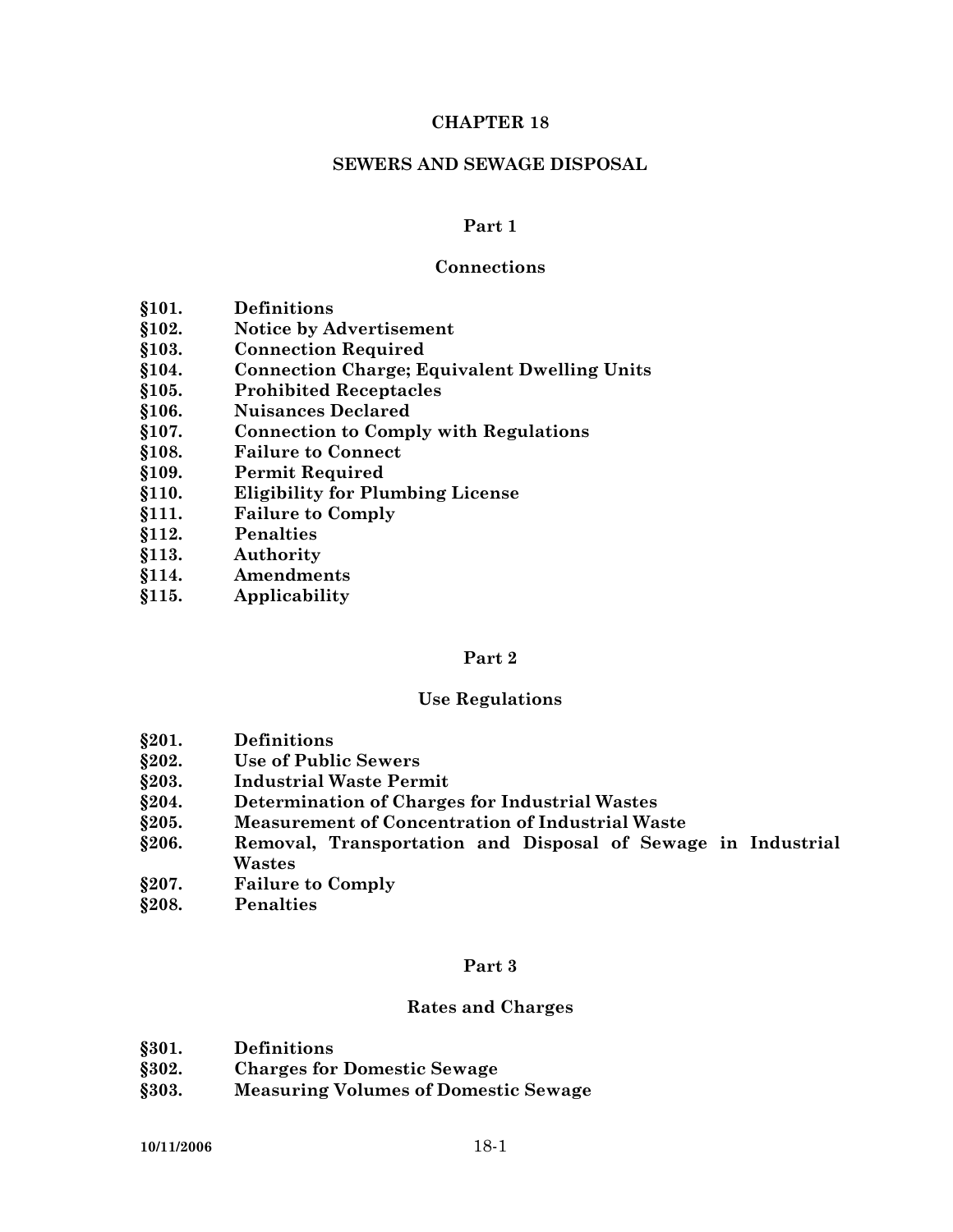# CHAPTER 18

# SEWERS AND SEWAGE DISPOSAL

## Part 1

## Connections

**§101. Definitions**
**§102. Notice by Advertisement**
**§103. Connection Required**
**§104. Connection Charge; Equivalent Dwelling Units**
**§105. Prohibited Receptacles**
**§106. Nuisances Declared**
**§107. Connection to Comply with Regulations**
**§108. Failure to Connect**
**§109. Permit Required**
**§110. Eligibility for Plumbing License**
**§111. Failure to Comply**
**§112. Penalties**
**§113. Authority**
**§114. Amendments**
**§115. Applicability**

## Part 2

## Use Regulations

**§201. Definitions**
**§202. Use of Public Sewers**
**§203. Industrial Waste Permit**
**§204. Determination of Charges for Industrial Wastes**
**§205. Measurement of Concentration of Industrial Waste**
**§206. Removal, Transportation and Disposal of Sewage in Industrial Wastes**
**§207. Failure to Comply**
**§208. Penalties**

## Part 3

## Rates and Charges

**§301. Definitions**
**§302. Charges for Domestic Sewage**
**§303. Measuring Volumes of Domestic Sewage**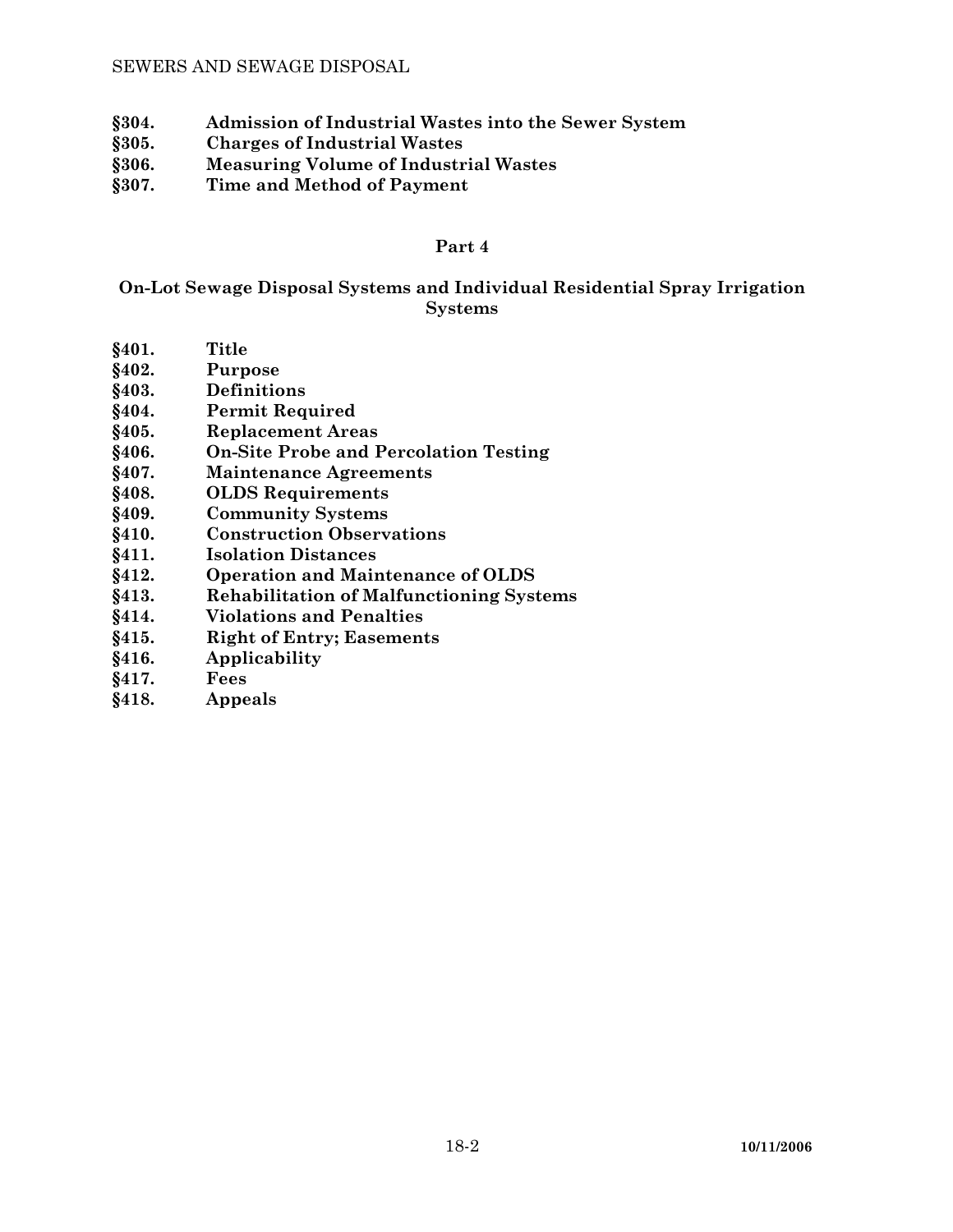**§304. Admission of Industrial Wastes into the Sewer System**
**§305. Charges of Industrial Wastes**
**§306. Measuring Volume of Industrial Wastes**
**§307. Time and Method of Payment**

## Part 4

## On-Lot Sewage Disposal Systems and Individual Residential Spray Irrigation Systems

**§401. Title**
**§402. Purpose**
**§403. Definitions**
**§404. Permit Required**
**§405. Replacement Areas**
**§406. On-Site Probe and Percolation Testing**
**§407. Maintenance Agreements**
**§408. OLDS Requirements**
**§409. Community Systems**
**§410. Construction Observations**
**§411. Isolation Distances**
**§412. Operation and Maintenance of OLDS**
**§413. Rehabilitation of Malfunctioning Systems**
**§414. Violations and Penalties**
**§415. Right of Entry; Easements**
**§416. Applicability**
**§417. Fees**
**§418. Appeals**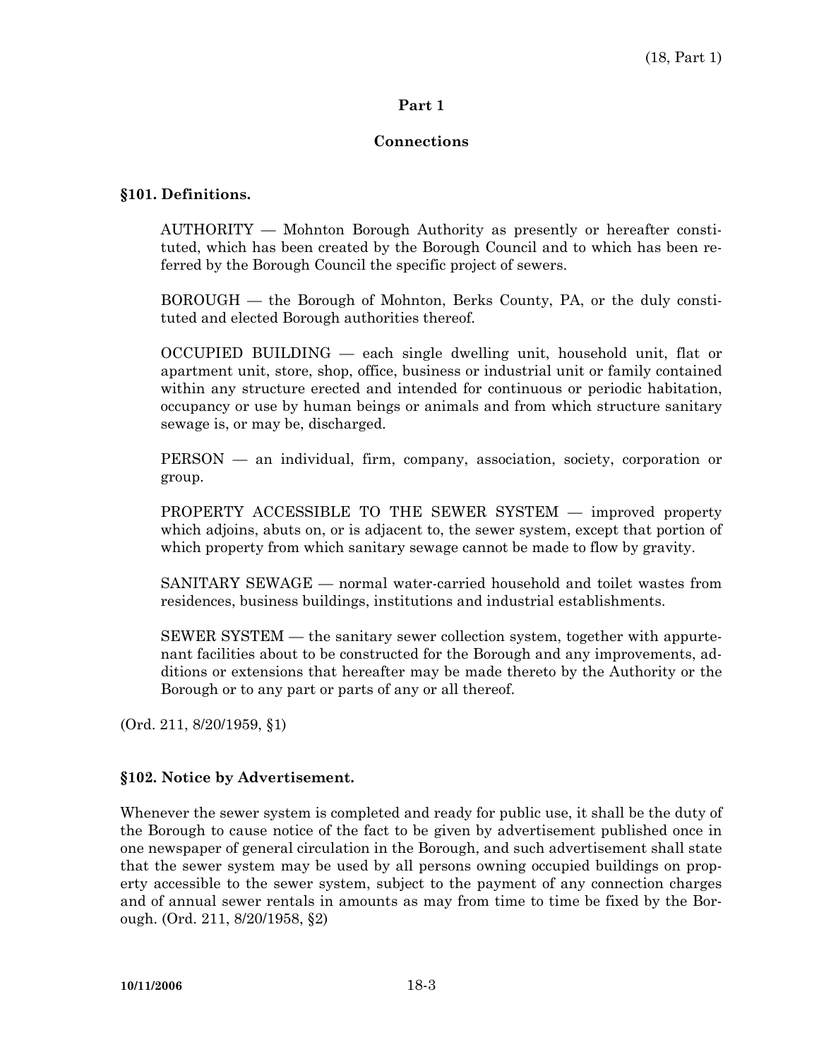## Part 1

## Connections

### §101. Definitions.

AUTHORITY — Mohnton Borough Authority as presently or hereafter constituted, which has been created by the Borough Council and to which has been referred by the Borough Council the specific project of sewers.

BOROUGH — the Borough of Mohnton, Berks County, PA, or the duly constituted and elected Borough authorities thereof.

OCCUPIED BUILDING — each single dwelling unit, household unit, flat or apartment unit, store, shop, office, business or industrial unit or family contained within any structure erected and intended for continuous or periodic habitation, occupancy or use by human beings or animals and from which structure sanitary sewage is, or may be, discharged.

PERSON — an individual, firm, company, association, society, corporation or group.

PROPERTY ACCESSIBLE TO THE SEWER SYSTEM — improved property which adjoins, abuts on, or is adjacent to, the sewer system, except that portion of which property from which sanitary sewage cannot be made to flow by gravity.

SANITARY SEWAGE — normal water-carried household and toilet wastes from residences, business buildings, institutions and industrial establishments.

SEWER SYSTEM — the sanitary sewer collection system, together with appurtenant facilities about to be constructed for the Borough and any improvements, additions or extensions that hereafter may be made thereto by the Authority or the Borough or to any part or parts of any or all thereof.

(Ord. 211, 8/20/1959, §1)

### §102. Notice by Advertisement.

Whenever the sewer system is completed and ready for public use, it shall be the duty of the Borough to cause notice of the fact to be given by advertisement published once in one newspaper of general circulation in the Borough, and such advertisement shall state that the sewer system may be used by all persons owning occupied buildings on property accessible to the sewer system, subject to the payment of any connection charges and of annual sewer rentals in amounts as may from time to time be fixed by the Borough. (Ord. 211, 8/20/1958, §2)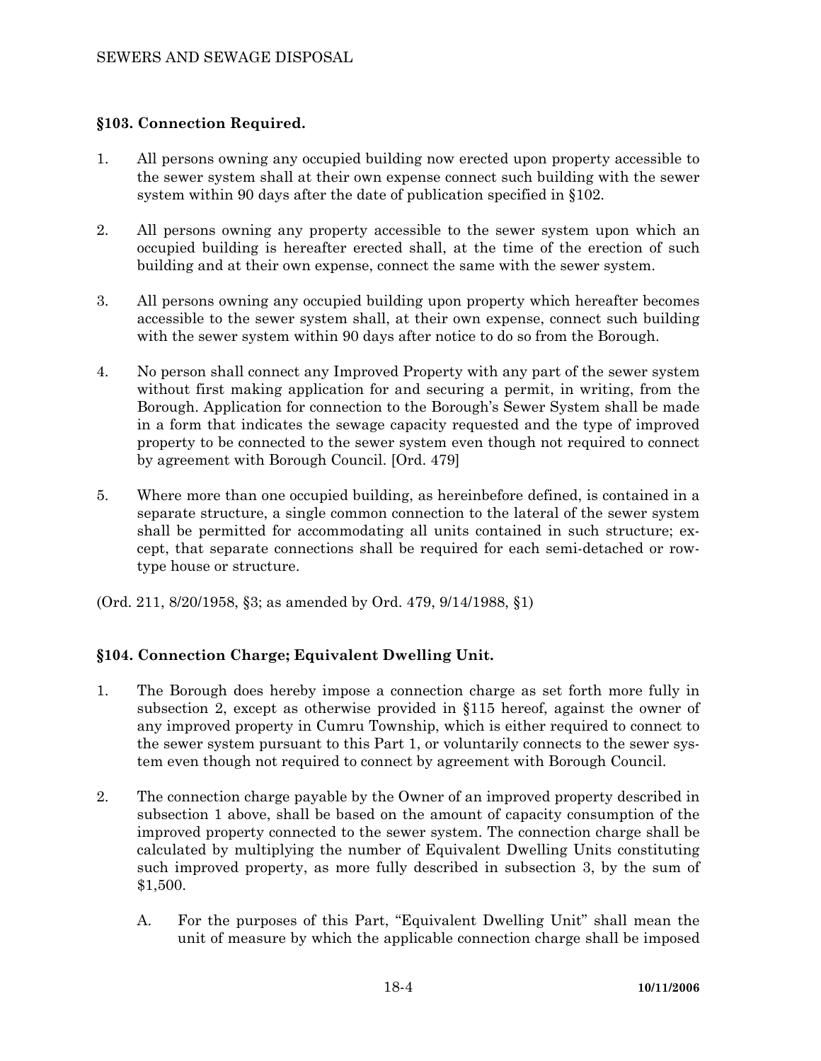## §103. Connection Required.

1. All persons owning any occupied building now erected upon property accessible to the sewer system shall at their own expense connect such building with the sewer system within 90 days after the date of publication specified in §102.

2. All persons owning any property accessible to the sewer system upon which an occupied building is hereafter erected shall, at the time of the erection of such building and at their own expense, connect the same with the sewer system.

3. All persons owning any occupied building upon property which hereafter becomes accessible to the sewer system shall, at their own expense, connect such building with the sewer system within 90 days after notice to do so from the Borough.

4. No person shall connect any Improved Property with any part of the sewer system without first making application for and securing a permit, in writing, from the Borough. Application for connection to the Borough's Sewer System shall be made in a form that indicates the sewage capacity requested and the type of improved property to be connected to the sewer system even though not required to connect by agreement with Borough Council. [Ord. 479]

5. Where more than one occupied building, as hereinbefore defined, is contained in a separate structure, a single common connection to the lateral of the sewer system shall be permitted for accommodating all units contained in such structure; except, that separate connections shall be required for each semi-detached or row-type house or structure.

(Ord. 211, 8/20/1958, §3; as amended by Ord. 479, 9/14/1988, §1)

## §104. Connection Charge; Equivalent Dwelling Unit.

1. The Borough does hereby impose a connection charge as set forth more fully in subsection 2, except as otherwise provided in §115 hereof, against the owner of any improved property in Cumru Township, which is either required to connect to the sewer system pursuant to this Part 1, or voluntarily connects to the sewer system even though not required to connect by agreement with Borough Council.

2. The connection charge payable by the Owner of an improved property described in subsection 1 above, shall be based on the amount of capacity consumption of the improved property connected to the sewer system. The connection charge shall be calculated by multiplying the number of Equivalent Dwelling Units constituting such improved property, as more fully described in subsection 3, by the sum of $1,500.

   A. For the purposes of this Part, "Equivalent Dwelling Unit" shall mean the unit of measure by which the applicable connection charge shall be imposed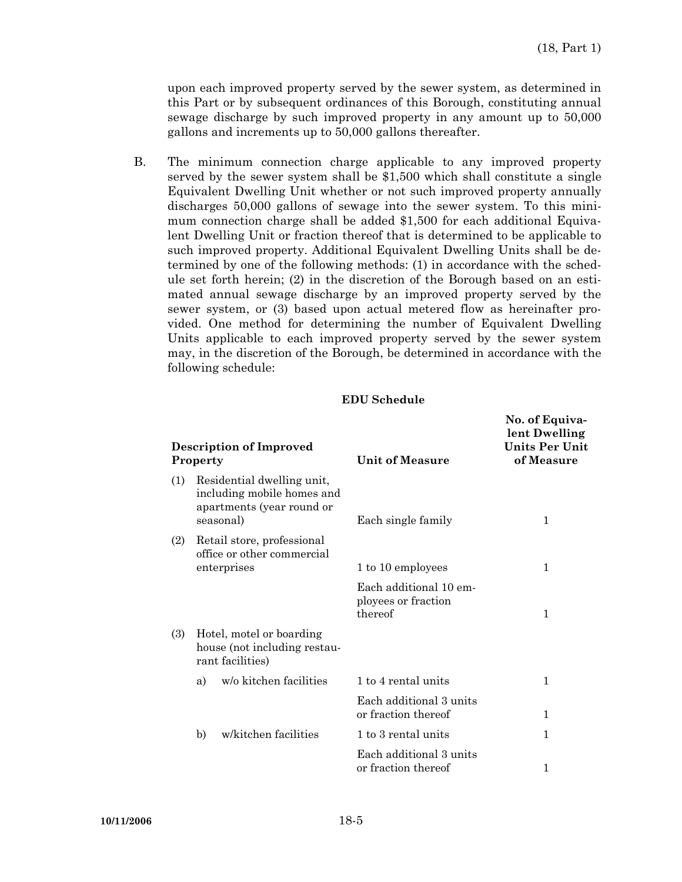upon each improved property served by the sewer system, as determined in this Part or by subsequent ordinances of this Borough, constituting annual sewage discharge by such improved property in any amount up to 50,000 gallons and increments up to 50,000 gallons thereafter.

B. The minimum connection charge applicable to any improved property served by the sewer system shall be $1,500 which shall constitute a single Equivalent Dwelling Unit whether or not such improved property annually discharges 50,000 gallons of sewage into the sewer system. To this minimum connection charge shall be added $1,500 for each additional Equivalent Dwelling Unit or fraction thereof that is determined to be applicable to such improved property. Additional Equivalent Dwelling Units shall be determined by one of the following methods: (1) in accordance with the schedule set forth herein; (2) in the discretion of the Borough based on an estimated annual sewage discharge by an improved property served by the sewer system, or (3) based upon actual metered flow as hereinafter provided. One method for determining the number of Equivalent Dwelling Units applicable to each improved property served by the sewer system may, in the discretion of the Borough, be determined in accordance with the following schedule:

**EDU Schedule**

| Description of Improved Property | Unit of Measure | No. of Equivalent Dwelling Units Per Unit of Measure |
|---|---|---|
| (1) Residential dwelling unit, including mobile homes and apartments (year round or seasonal) | Each single family | 1 |
| (2) Retail store, professional office or other commercial enterprises | 1 to 10 employees | 1 |
| | Each additional 10 employees or fraction thereof | 1 |
| (3) Hotel, motel or boarding house (not including restaurant facilities) | | |
| a) w/o kitchen facilities | 1 to 4 rental units | 1 |
| | Each additional 3 units or fraction thereof | 1 |
| b) w/kitchen facilities | 1 to 3 rental units | 1 |
| | Each additional 3 units or fraction thereof | 1 |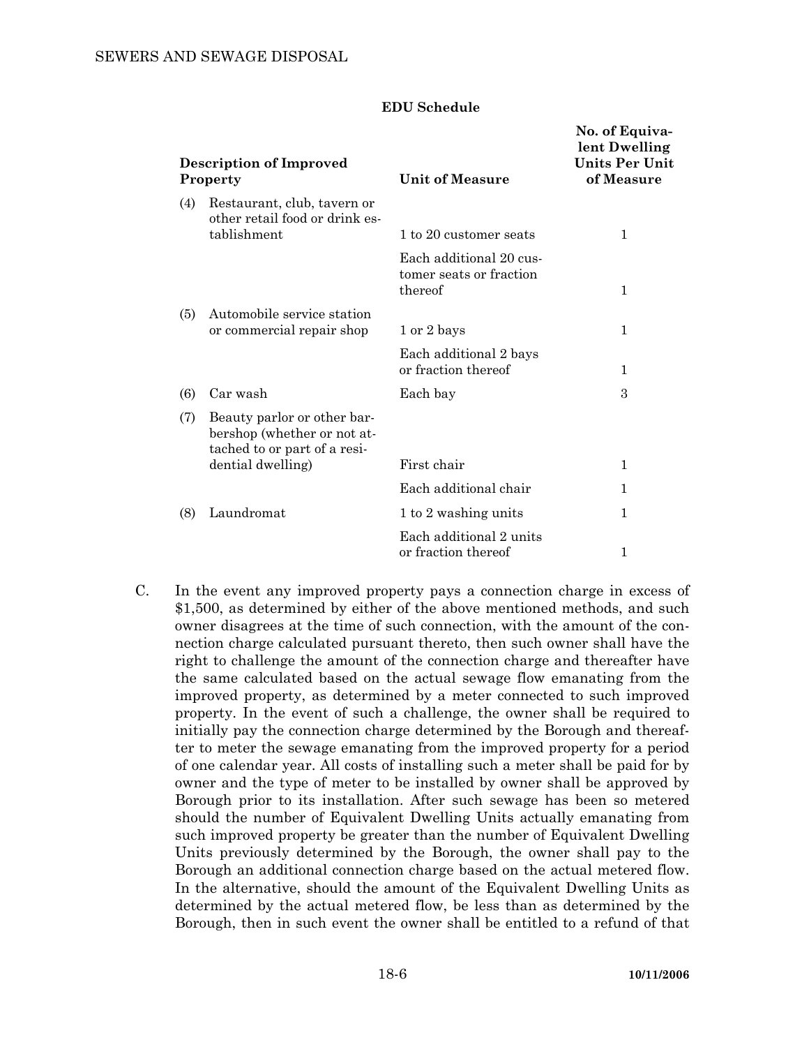**EDU Schedule**

| Description of Improved Property | Unit of Measure | No. of Equivalent Dwelling Units Per Unit of Measure |
|---|---|---|
| (4) Restaurant, club, tavern or other retail food or drink establishment | 1 to 20 customer seats | 1 |
| | Each additional 20 customer seats or fraction thereof | 1 |
| (5) Automobile service station or commercial repair shop | 1 or 2 bays | 1 |
| | Each additional 2 bays or fraction thereof | 1 |
| (6) Car wash | Each bay | 3 |
| (7) Beauty parlor or other barbershop (whether or not attached to or part of a residential dwelling) | First chair | 1 |
| | Each additional chair | 1 |
| (8) Laundromat | 1 to 2 washing units | 1 |
| | Each additional 2 units or fraction thereof | 1 |

C. In the event any improved property pays a connection charge in excess of $1,500, as determined by either of the above mentioned methods, and such owner disagrees at the time of such connection, with the amount of the connection charge calculated pursuant thereto, then such owner shall have the right to challenge the amount of the connection charge and thereafter have the same calculated based on the actual sewage flow emanating from the improved property, as determined by a meter connected to such improved property. In the event of such a challenge, the owner shall be required to initially pay the connection charge determined by the Borough and thereafter to meter the sewage emanating from the improved property for a period of one calendar year. All costs of installing such a meter shall be paid for by owner and the type of meter to be installed by owner shall be approved by Borough prior to its installation. After such sewage has been so metered should the number of Equivalent Dwelling Units actually emanating from such improved property be greater than the number of Equivalent Dwelling Units previously determined by the Borough, the owner shall pay to the Borough an additional connection charge based on the actual metered flow. In the alternative, should the amount of the Equivalent Dwelling Units as determined by the actual metered flow, be less than as determined by the Borough, then in such event the owner shall be entitled to a refund of that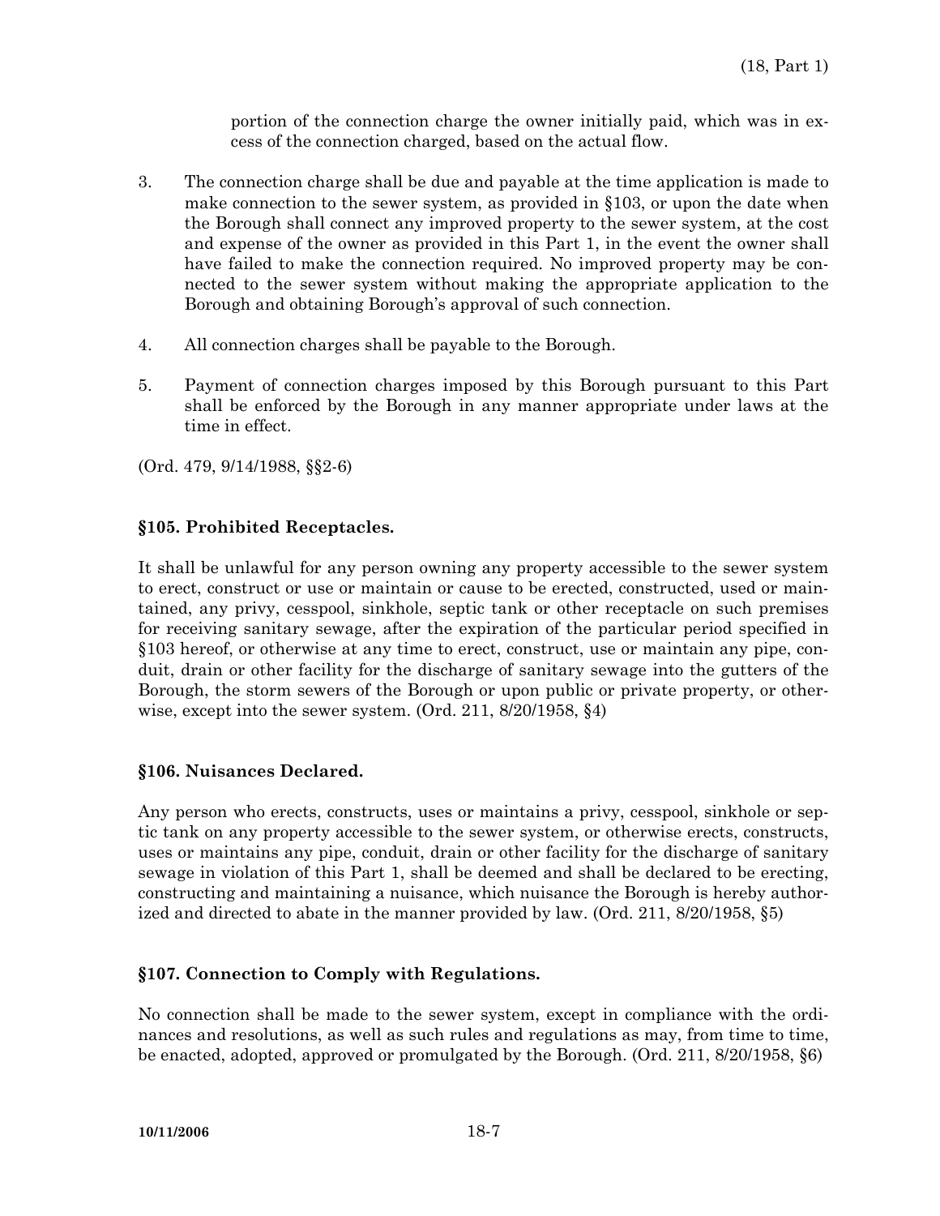portion of the connection charge the owner initially paid, which was in excess of the connection charged, based on the actual flow.

3. The connection charge shall be due and payable at the time application is made to make connection to the sewer system, as provided in §103, or upon the date when the Borough shall connect any improved property to the sewer system, at the cost and expense of the owner as provided in this Part 1, in the event the owner shall have failed to make the connection required. No improved property may be connected to the sewer system without making the appropriate application to the Borough and obtaining Borough's approval of such connection.

4. All connection charges shall be payable to the Borough.

5. Payment of connection charges imposed by this Borough pursuant to this Part shall be enforced by the Borough in any manner appropriate under laws at the time in effect.

(Ord. 479, 9/14/1988, §§2-6)

**§105. Prohibited Receptacles.**

It shall be unlawful for any person owning any property accessible to the sewer system to erect, construct or use or maintain or cause to be erected, constructed, used or maintained, any privy, cesspool, sinkhole, septic tank or other receptacle on such premises for receiving sanitary sewage, after the expiration of the particular period specified in §103 hereof, or otherwise at any time to erect, construct, use or maintain any pipe, conduit, drain or other facility for the discharge of sanitary sewage into the gutters of the Borough, the storm sewers of the Borough or upon public or private property, or otherwise, except into the sewer system. (Ord. 211, 8/20/1958, §4)

**§106. Nuisances Declared.**

Any person who erects, constructs, uses or maintains a privy, cesspool, sinkhole or septic tank on any property accessible to the sewer system, or otherwise erects, constructs, uses or maintains any pipe, conduit, drain or other facility for the discharge of sanitary sewage in violation of this Part 1, shall be deemed and shall be declared to be erecting, constructing and maintaining a nuisance, which nuisance the Borough is hereby authorized and directed to abate in the manner provided by law. (Ord. 211, 8/20/1958, §5)

**§107. Connection to Comply with Regulations.**

No connection shall be made to the sewer system, except in compliance with the ordinances and resolutions, as well as such rules and regulations as may, from time to time, be enacted, adopted, approved or promulgated by the Borough. (Ord. 211, 8/20/1958, §6)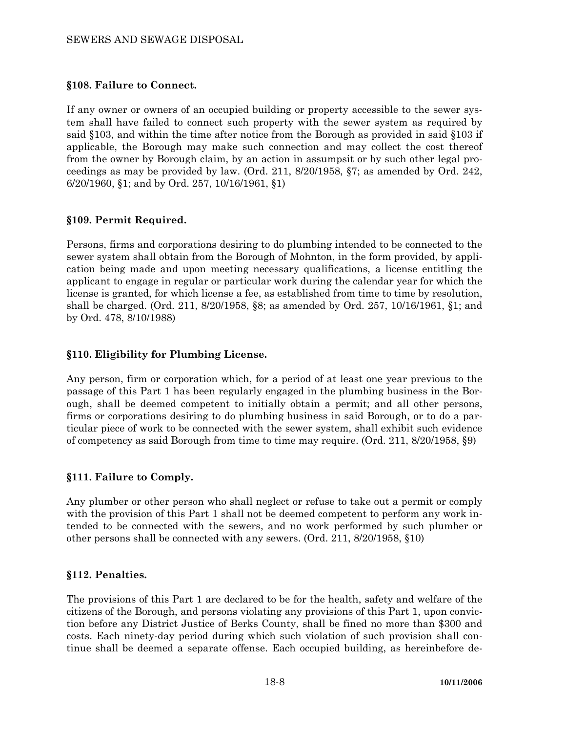### §108. Failure to Connect.

If any owner or owners of an occupied building or property accessible to the sewer system shall have failed to connect such property with the sewer system as required by said §103, and within the time after notice from the Borough as provided in said §103 if applicable, the Borough may make such connection and may collect the cost thereof from the owner by Borough claim, by an action in assumpsit or by such other legal proceedings as may be provided by law. (Ord. 211, 8/20/1958, §7; as amended by Ord. 242, 6/20/1960, §1; and by Ord. 257, 10/16/1961, §1)

### §109. Permit Required.

Persons, firms and corporations desiring to do plumbing intended to be connected to the sewer system shall obtain from the Borough of Mohnton, in the form provided, by application being made and upon meeting necessary qualifications, a license entitling the applicant to engage in regular or particular work during the calendar year for which the license is granted, for which license a fee, as established from time to time by resolution, shall be charged. (Ord. 211, 8/20/1958, §8; as amended by Ord. 257, 10/16/1961, §1; and by Ord. 478, 8/10/1988)

### §110. Eligibility for Plumbing License.

Any person, firm or corporation which, for a period of at least one year previous to the passage of this Part 1 has been regularly engaged in the plumbing business in the Borough, shall be deemed competent to initially obtain a permit; and all other persons, firms or corporations desiring to do plumbing business in said Borough, or to do a particular piece of work to be connected with the sewer system, shall exhibit such evidence of competency as said Borough from time to time may require. (Ord. 211, 8/20/1958, §9)

### §111. Failure to Comply.

Any plumber or other person who shall neglect or refuse to take out a permit or comply with the provision of this Part 1 shall not be deemed competent to perform any work intended to be connected with the sewers, and no work performed by such plumber or other persons shall be connected with any sewers. (Ord. 211, 8/20/1958, §10)

### §112. Penalties.

The provisions of this Part 1 are declared to be for the health, safety and welfare of the citizens of the Borough, and persons violating any provisions of this Part 1, upon conviction before any District Justice of Berks County, shall be fined no more than $300 and costs. Each ninety-day period during which such violation of such provision shall continue shall be deemed a separate offense. Each occupied building, as hereinbefore de-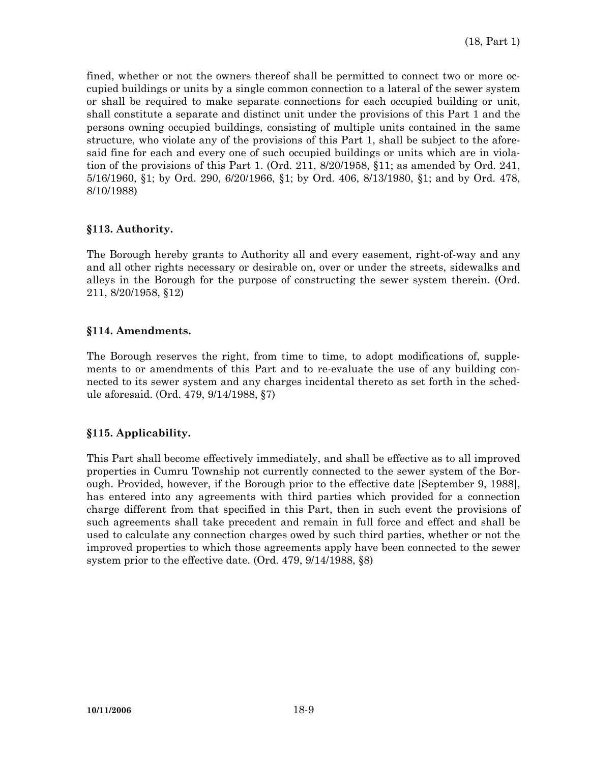fined, whether or not the owners thereof shall be permitted to connect two or more occupied buildings or units by a single common connection to a lateral of the sewer system or shall be required to make separate connections for each occupied building or unit, shall constitute a separate and distinct unit under the provisions of this Part 1 and the persons owning occupied buildings, consisting of multiple units contained in the same structure, who violate any of the provisions of this Part 1, shall be subject to the aforesaid fine for each and every one of such occupied buildings or units which are in violation of the provisions of this Part 1. (Ord. 211, 8/20/1958, §11; as amended by Ord. 241, 5/16/1960, §1; by Ord. 290, 6/20/1966, §1; by Ord. 406, 8/13/1980, §1; and by Ord. 478, 8/10/1988)

**§113. Authority.**

The Borough hereby grants to Authority all and every easement, right-of-way and any and all other rights necessary or desirable on, over or under the streets, sidewalks and alleys in the Borough for the purpose of constructing the sewer system therein. (Ord. 211, 8/20/1958, §12)

**§114. Amendments.**

The Borough reserves the right, from time to time, to adopt modifications of, supplements to or amendments of this Part and to re-evaluate the use of any building connected to its sewer system and any charges incidental thereto as set forth in the schedule aforesaid. (Ord. 479, 9/14/1988, §7)

**§115. Applicability.**

This Part shall become effectively immediately, and shall be effective as to all improved properties in Cumru Township not currently connected to the sewer system of the Borough. Provided, however, if the Borough prior to the effective date [September 9, 1988], has entered into any agreements with third parties which provided for a connection charge different from that specified in this Part, then in such event the provisions of such agreements shall take precedent and remain in full force and effect and shall be used to calculate any connection charges owed by such third parties, whether or not the improved properties to which those agreements apply have been connected to the sewer system prior to the effective date. (Ord. 479, 9/14/1988, §8)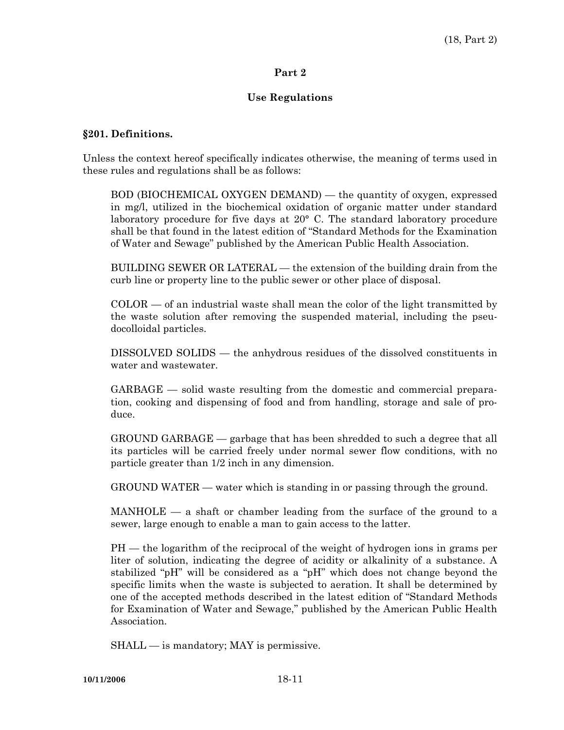## Part 2

### Use Regulations

**§201. Definitions.**

Unless the context hereof specifically indicates otherwise, the meaning of terms used in these rules and regulations shall be as follows:

BOD (BIOCHEMICAL OXYGEN DEMAND) — the quantity of oxygen, expressed in mg/l, utilized in the biochemical oxidation of organic matter under standard laboratory procedure for five days at 20° C. The standard laboratory procedure shall be that found in the latest edition of "Standard Methods for the Examination of Water and Sewage" published by the American Public Health Association.

BUILDING SEWER OR LATERAL — the extension of the building drain from the curb line or property line to the public sewer or other place of disposal.

COLOR — of an industrial waste shall mean the color of the light transmitted by the waste solution after removing the suspended material, including the pseudocolloidal particles.

DISSOLVED SOLIDS — the anhydrous residues of the dissolved constituents in water and wastewater.

GARBAGE — solid waste resulting from the domestic and commercial preparation, cooking and dispensing of food and from handling, storage and sale of produce.

GROUND GARBAGE — garbage that has been shredded to such a degree that all its particles will be carried freely under normal sewer flow conditions, with no particle greater than 1/2 inch in any dimension.

GROUND WATER — water which is standing in or passing through the ground.

MANHOLE — a shaft or chamber leading from the surface of the ground to a sewer, large enough to enable a man to gain access to the latter.

PH — the logarithm of the reciprocal of the weight of hydrogen ions in grams per liter of solution, indicating the degree of acidity or alkalinity of a substance. A stabilized "pH" will be considered as a "pH" which does not change beyond the specific limits when the waste is subjected to aeration. It shall be determined by one of the accepted methods described in the latest edition of "Standard Methods for Examination of Water and Sewage," published by the American Public Health Association.

SHALL — is mandatory; MAY is permissive.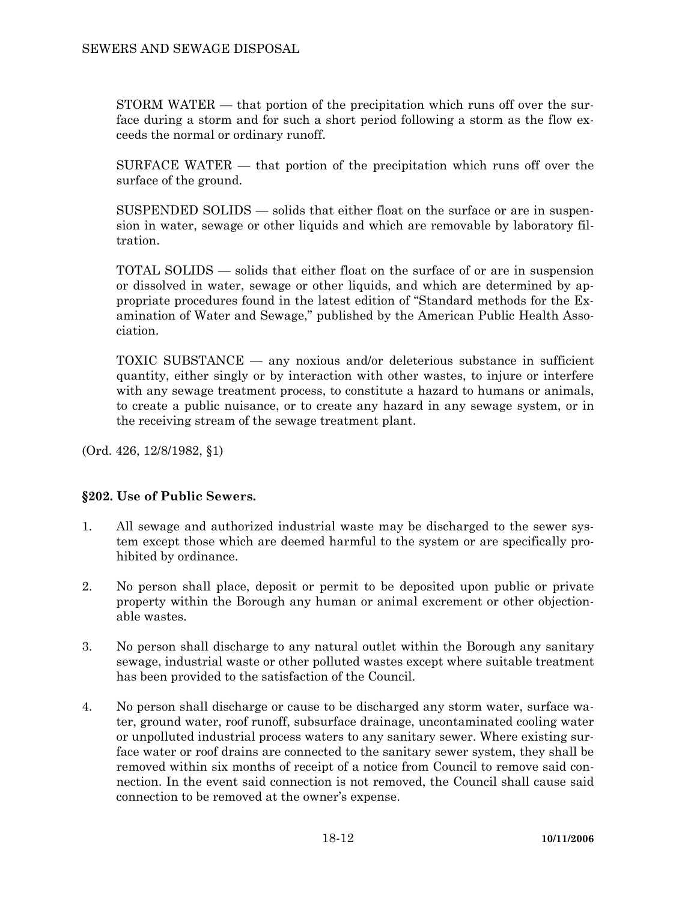STORM WATER — that portion of the precipitation which runs off over the surface during a storm and for such a short period following a storm as the flow exceeds the normal or ordinary runoff.

SURFACE WATER — that portion of the precipitation which runs off over the surface of the ground.

SUSPENDED SOLIDS — solids that either float on the surface or are in suspension in water, sewage or other liquids and which are removable by laboratory filtration.

TOTAL SOLIDS — solids that either float on the surface of or are in suspension or dissolved in water, sewage or other liquids, and which are determined by appropriate procedures found in the latest edition of "Standard methods for the Examination of Water and Sewage," published by the American Public Health Association.

TOXIC SUBSTANCE — any noxious and/or deleterious substance in sufficient quantity, either singly or by interaction with other wastes, to injure or interfere with any sewage treatment process, to constitute a hazard to humans or animals, to create a public nuisance, or to create any hazard in any sewage system, or in the receiving stream of the sewage treatment plant.

(Ord. 426, 12/8/1982, §1)

## §202. Use of Public Sewers.

1. All sewage and authorized industrial waste may be discharged to the sewer system except those which are deemed harmful to the system or are specifically prohibited by ordinance.

2. No person shall place, deposit or permit to be deposited upon public or private property within the Borough any human or animal excrement or other objectionable wastes.

3. No person shall discharge to any natural outlet within the Borough any sanitary sewage, industrial waste or other polluted wastes except where suitable treatment has been provided to the satisfaction of the Council.

4. No person shall discharge or cause to be discharged any storm water, surface water, ground water, roof runoff, subsurface drainage, uncontaminated cooling water or unpolluted industrial process waters to any sanitary sewer. Where existing surface water or roof drains are connected to the sanitary sewer system, they shall be removed within six months of receipt of a notice from Council to remove said connection. In the event said connection is not removed, the Council shall cause said connection to be removed at the owner's expense.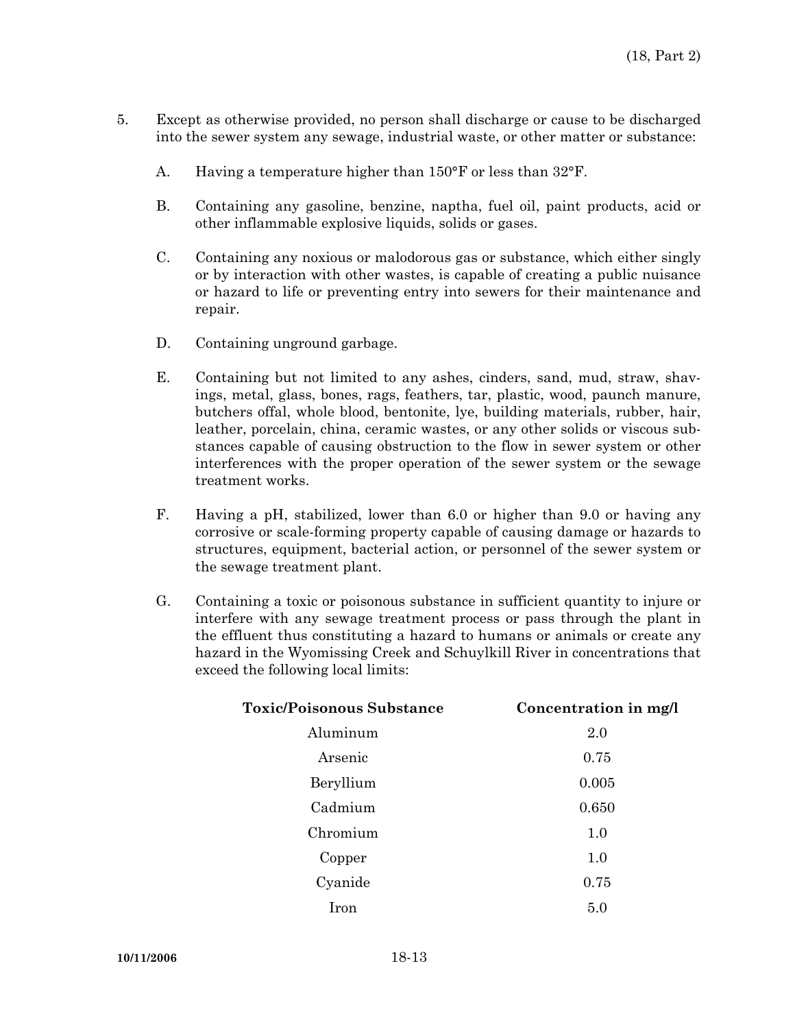5. Except as otherwise provided, no person shall discharge or cause to be discharged into the sewer system any sewage, industrial waste, or other matter or substance:

   A. Having a temperature higher than 150°F or less than 32°F.

   B. Containing any gasoline, benzine, naptha, fuel oil, paint products, acid or other inflammable explosive liquids, solids or gases.

   C. Containing any noxious or malodorous gas or substance, which either singly or by interaction with other wastes, is capable of creating a public nuisance or hazard to life or preventing entry into sewers for their maintenance and repair.

   D. Containing unground garbage.

   E. Containing but not limited to any ashes, cinders, sand, mud, straw, shavings, metal, glass, bones, rags, feathers, tar, plastic, wood, paunch manure, butchers offal, whole blood, bentonite, lye, building materials, rubber, hair, leather, porcelain, china, ceramic wastes, or any other solids or viscous substances capable of causing obstruction to the flow in sewer system or other interferences with the proper operation of the sewer system or the sewage treatment works.

   F. Having a pH, stabilized, lower than 6.0 or higher than 9.0 or having any corrosive or scale-forming property capable of causing damage or hazards to structures, equipment, bacterial action, or personnel of the sewer system or the sewage treatment plant.

   G. Containing a toxic or poisonous substance in sufficient quantity to injure or interfere with any sewage treatment process or pass through the plant in the effluent thus constituting a hazard to humans or animals or create any hazard in the Wyomissing Creek and Schuylkill River in concentrations that exceed the following local limits:

| Toxic/Poisonous Substance | Concentration in mg/l |
|---|---|
| Aluminum | 2.0 |
| Arsenic | 0.75 |
| Beryllium | 0.005 |
| Cadmium | 0.650 |
| Chromium | 1.0 |
| Copper | 1.0 |
| Cyanide | 0.75 |
| Iron | 5.0 |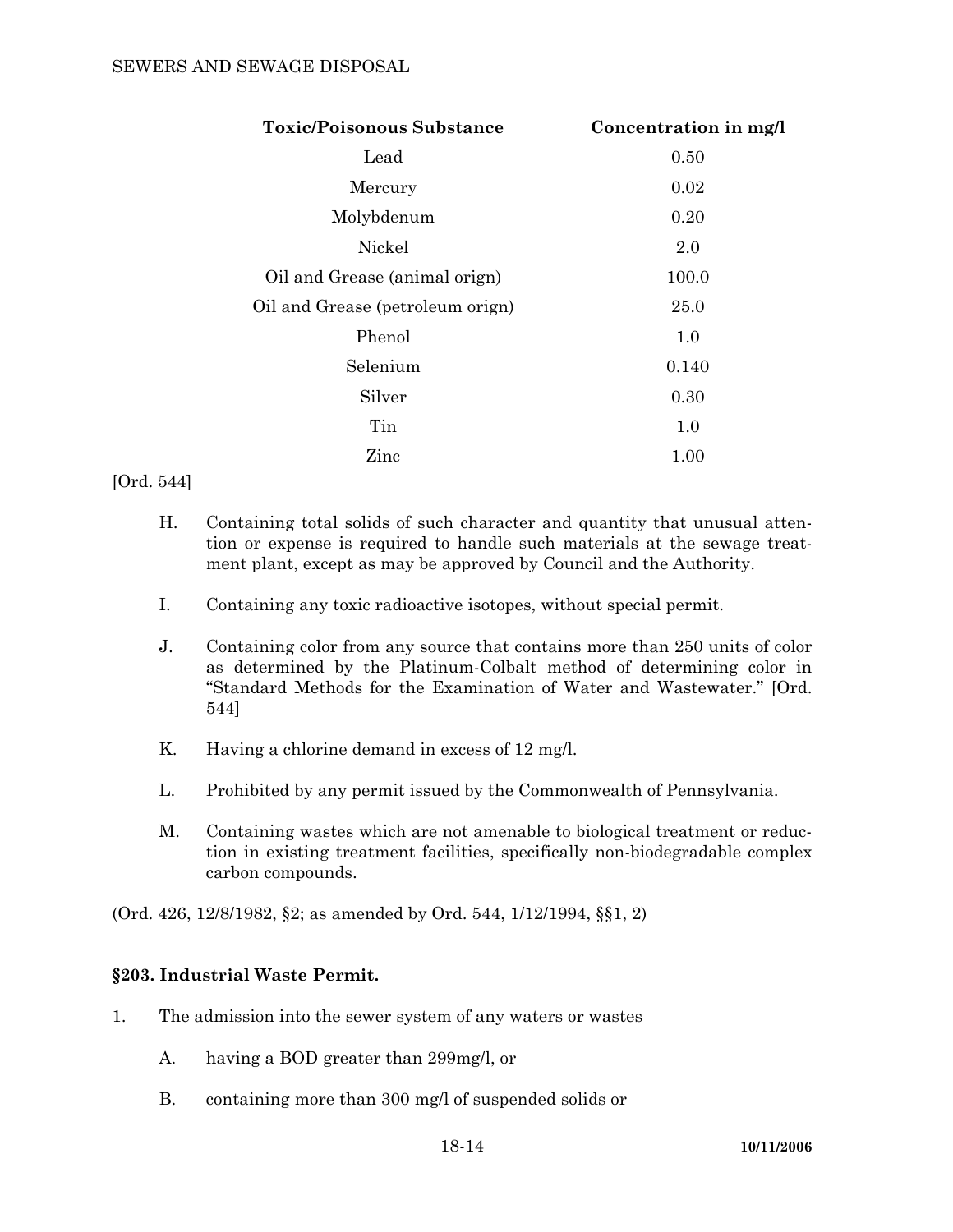| Toxic/Poisonous Substance | Concentration in mg/l |
|---|---|
| Lead | 0.50 |
| Mercury | 0.02 |
| Molybdenum | 0.20 |
| Nickel | 2.0 |
| Oil and Grease (animal orign) | 100.0 |
| Oil and Grease (petroleum orign) | 25.0 |
| Phenol | 1.0 |
| Selenium | 0.140 |
| Silver | 0.30 |
| Tin | 1.0 |
| Zinc | 1.00 |

[Ord. 544]

H. Containing total solids of such character and quantity that unusual attention or expense is required to handle such materials at the sewage treatment plant, except as may be approved by Council and the Authority.

I. Containing any toxic radioactive isotopes, without special permit.

J. Containing color from any source that contains more than 250 units of color as determined by the Platinum-Colbalt method of determining color in "Standard Methods for the Examination of Water and Wastewater." [Ord. 544]

K. Having a chlorine demand in excess of 12 mg/l.

L. Prohibited by any permit issued by the Commonwealth of Pennsylvania.

M. Containing wastes which are not amenable to biological treatment or reduction in existing treatment facilities, specifically non-biodegradable complex carbon compounds.

(Ord. 426, 12/8/1982, §2; as amended by Ord. 544, 1/12/1994, §§1, 2)

### §203. Industrial Waste Permit.

1. The admission into the sewer system of any waters or wastes

   A. having a BOD greater than 299mg/l, or

   B. containing more than 300 mg/l of suspended solids or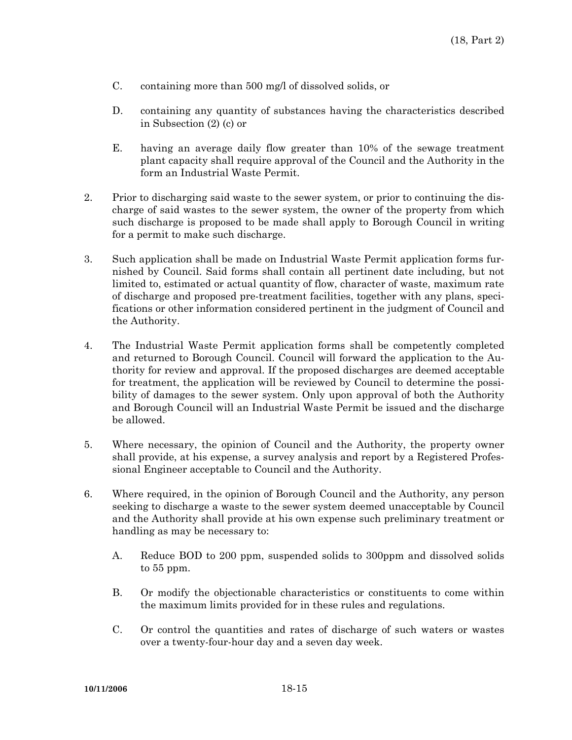C. containing more than 500 mg/l of dissolved solids, or

D. containing any quantity of substances having the characteristics described in Subsection (2) (c) or

E. having an average daily flow greater than 10% of the sewage treatment plant capacity shall require approval of the Council and the Authority in the form an Industrial Waste Permit.

2. Prior to discharging said waste to the sewer system, or prior to continuing the discharge of said wastes to the sewer system, the owner of the property from which such discharge is proposed to be made shall apply to Borough Council in writing for a permit to make such discharge.

3. Such application shall be made on Industrial Waste Permit application forms furnished by Council. Said forms shall contain all pertinent date including, but not limited to, estimated or actual quantity of flow, character of waste, maximum rate of discharge and proposed pre-treatment facilities, together with any plans, specifications or other information considered pertinent in the judgment of Council and the Authority.

4. The Industrial Waste Permit application forms shall be competently completed and returned to Borough Council. Council will forward the application to the Authority for review and approval. If the proposed discharges are deemed acceptable for treatment, the application will be reviewed by Council to determine the possibility of damages to the sewer system. Only upon approval of both the Authority and Borough Council will an Industrial Waste Permit be issued and the discharge be allowed.

5. Where necessary, the opinion of Council and the Authority, the property owner shall provide, at his expense, a survey analysis and report by a Registered Professional Engineer acceptable to Council and the Authority.

6. Where required, in the opinion of Borough Council and the Authority, any person seeking to discharge a waste to the sewer system deemed unacceptable by Council and the Authority shall provide at his own expense such preliminary treatment or handling as may be necessary to:

   A. Reduce BOD to 200 ppm, suspended solids to 300ppm and dissolved solids to 55 ppm.

   B. Or modify the objectionable characteristics or constituents to come within the maximum limits provided for in these rules and regulations.

   C. Or control the quantities and rates of discharge of such waters or wastes over a twenty-four-hour day and a seven day week.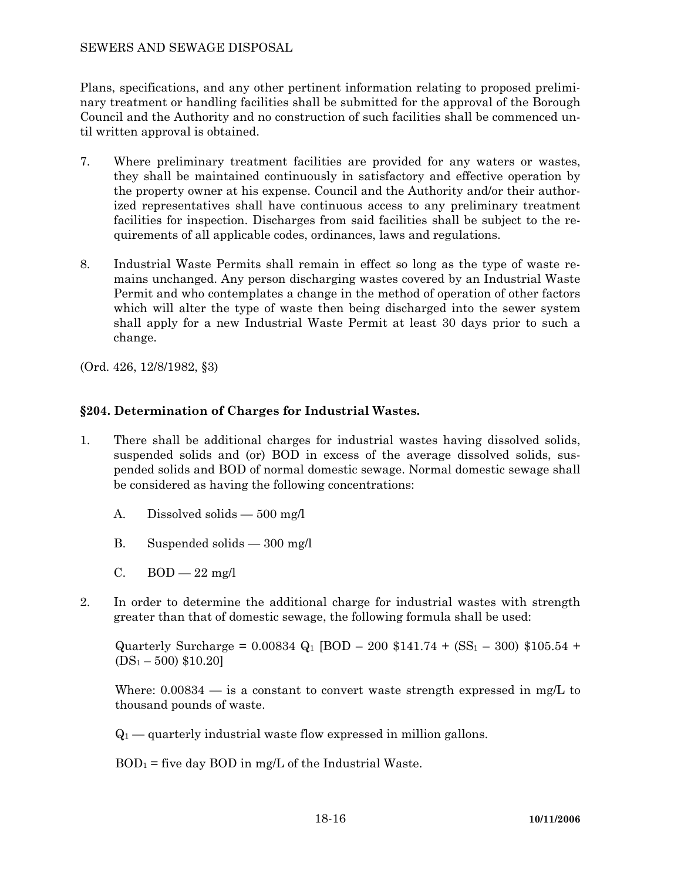Plans, specifications, and any other pertinent information relating to proposed preliminary treatment or handling facilities shall be submitted for the approval of the Borough Council and the Authority and no construction of such facilities shall be commenced until written approval is obtained.

7. Where preliminary treatment facilities are provided for any waters or wastes, they shall be maintained continuously in satisfactory and effective operation by the property owner at his expense. Council and the Authority and/or their authorized representatives shall have continuous access to any preliminary treatment facilities for inspection. Discharges from said facilities shall be subject to the requirements of all applicable codes, ordinances, laws and regulations.

8. Industrial Waste Permits shall remain in effect so long as the type of waste remains unchanged. Any person discharging wastes covered by an Industrial Waste Permit and who contemplates a change in the method of operation of other factors which will alter the type of waste then being discharged into the sewer system shall apply for a new Industrial Waste Permit at least 30 days prior to such a change.

(Ord. 426, 12/8/1982, §3)

## §204. Determination of Charges for Industrial Wastes.

1. There shall be additional charges for industrial wastes having dissolved solids, suspended solids and (or) BOD in excess of the average dissolved solids, suspended solids and BOD of normal domestic sewage. Normal domestic sewage shall be considered as having the following concentrations:

   A. Dissolved solids — 500 mg/l

   B. Suspended solids — 300 mg/l

   C. BOD — 22 mg/l

2. In order to determine the additional charge for industrial wastes with strength greater than that of domestic sewage, the following formula shall be used:

   Quarterly Surcharge = 0.00834 $Q_1$ [BOD – 200 \$141.74 + ($SS_1$ – 300) \$105.54 + ($DS_1$ – 500) \$10.20]

   Where: 0.00834 — is a constant to convert waste strength expressed in mg/L to thousand pounds of waste.

   $Q_1$ — quarterly industrial waste flow expressed in million gallons.

   $BOD_1$ = five day BOD in mg/L of the Industrial Waste.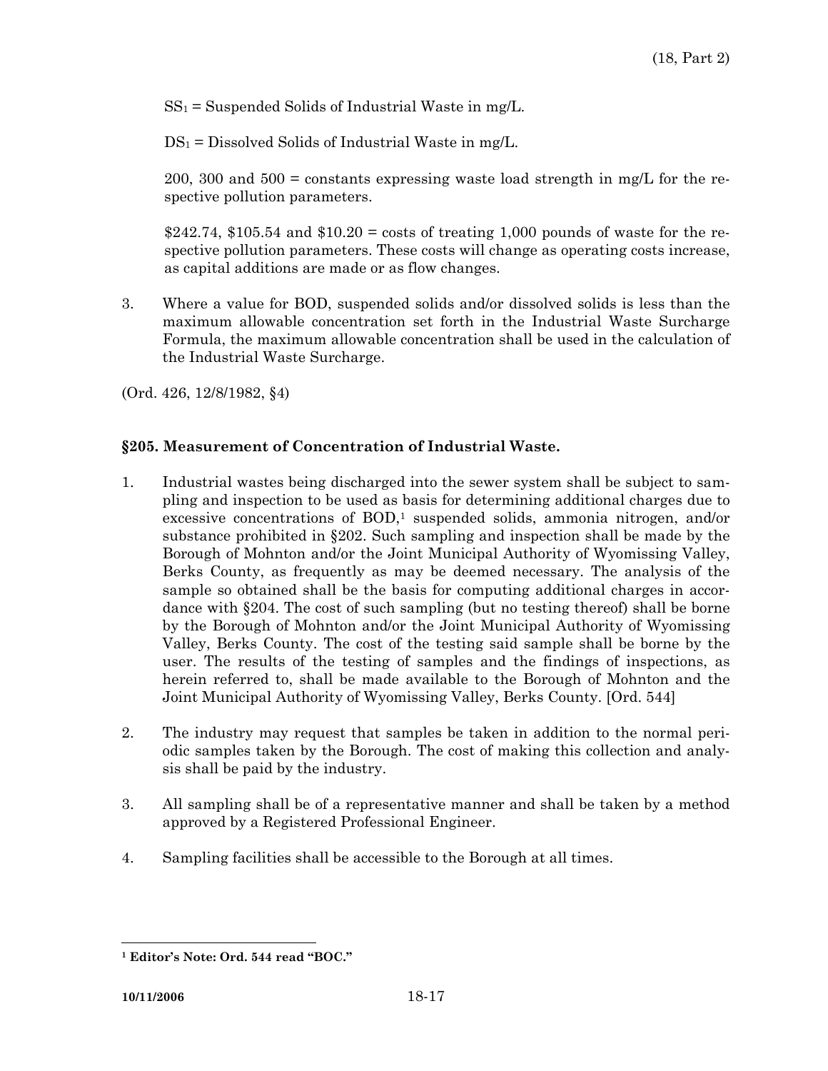$SS_1$ = Suspended Solids of Industrial Waste in mg/L.

$DS_1$ = Dissolved Solids of Industrial Waste in mg/L.

200, 300 and 500 = constants expressing waste load strength in mg/L for the respective pollution parameters.

$242.74, $105.54 and $10.20 = costs of treating 1,000 pounds of waste for the respective pollution parameters. These costs will change as operating costs increase, as capital additions are made or as flow changes.

3. Where a value for BOD, suspended solids and/or dissolved solids is less than the maximum allowable concentration set forth in the Industrial Waste Surcharge Formula, the maximum allowable concentration shall be used in the calculation of the Industrial Waste Surcharge.

(Ord. 426, 12/8/1982, §4)

### §205. Measurement of Concentration of Industrial Waste.

1. Industrial wastes being discharged into the sewer system shall be subject to sampling and inspection to be used as basis for determining additional charges due to excessive concentrations of BOD,[1] suspended solids, ammonia nitrogen, and/or substance prohibited in §202. Such sampling and inspection shall be made by the Borough of Mohnton and/or the Joint Municipal Authority of Wyomissing Valley, Berks County, as frequently as may be deemed necessary. The analysis of the sample so obtained shall be the basis for computing additional charges in accordance with §204. The cost of such sampling (but no testing thereof) shall be borne by the Borough of Mohnton and/or the Joint Municipal Authority of Wyomissing Valley, Berks County. The cost of the testing said sample shall be borne by the user. The results of the testing of samples and the findings of inspections, as herein referred to, shall be made available to the Borough of Mohnton and the Joint Municipal Authority of Wyomissing Valley, Berks County. [Ord. 544]

2. The industry may request that samples be taken in addition to the normal periodic samples taken by the Borough. The cost of making this collection and analysis shall be paid by the industry.

3. All sampling shall be of a representative manner and shall be taken by a method approved by a Registered Professional Engineer.

4. Sampling facilities shall be accessible to the Borough at all times.

---

[1] **Editor's Note: Ord. 544 read "BOC."**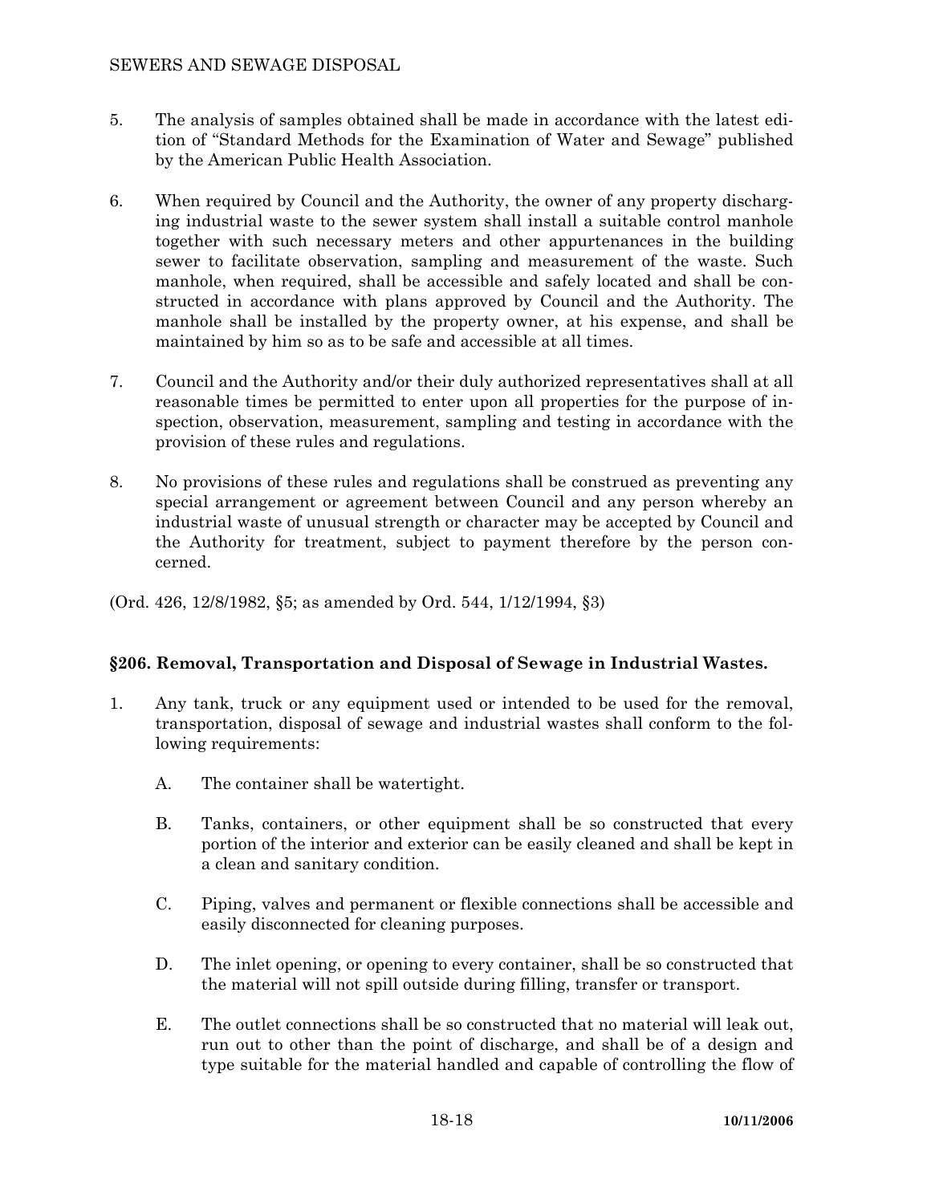5. The analysis of samples obtained shall be made in accordance with the latest edition of "Standard Methods for the Examination of Water and Sewage" published by the American Public Health Association.

6. When required by Council and the Authority, the owner of any property discharging industrial waste to the sewer system shall install a suitable control manhole together with such necessary meters and other appurtenances in the building sewer to facilitate observation, sampling and measurement of the waste. Such manhole, when required, shall be accessible and safely located and shall be constructed in accordance with plans approved by Council and the Authority. The manhole shall be installed by the property owner, at his expense, and shall be maintained by him so as to be safe and accessible at all times.

7. Council and the Authority and/or their duly authorized representatives shall at all reasonable times be permitted to enter upon all properties for the purpose of inspection, observation, measurement, sampling and testing in accordance with the provision of these rules and regulations.

8. No provisions of these rules and regulations shall be construed as preventing any special arrangement or agreement between Council and any person whereby an industrial waste of unusual strength or character may be accepted by Council and the Authority for treatment, subject to payment therefore by the person concerned.

(Ord. 426, 12/8/1982, §5; as amended by Ord. 544, 1/12/1994, §3)

## §206. Removal, Transportation and Disposal of Sewage in Industrial Wastes.

1. Any tank, truck or any equipment used or intended to be used for the removal, transportation, disposal of sewage and industrial wastes shall conform to the following requirements:

   A. The container shall be watertight.

   B. Tanks, containers, or other equipment shall be so constructed that every portion of the interior and exterior can be easily cleaned and shall be kept in a clean and sanitary condition.

   C. Piping, valves and permanent or flexible connections shall be accessible and easily disconnected for cleaning purposes.

   D. The inlet opening, or opening to every container, shall be so constructed that the material will not spill outside during filling, transfer or transport.

   E. The outlet connections shall be so constructed that no material will leak out, run out to other than the point of discharge, and shall be of a design and type suitable for the material handled and capable of controlling the flow of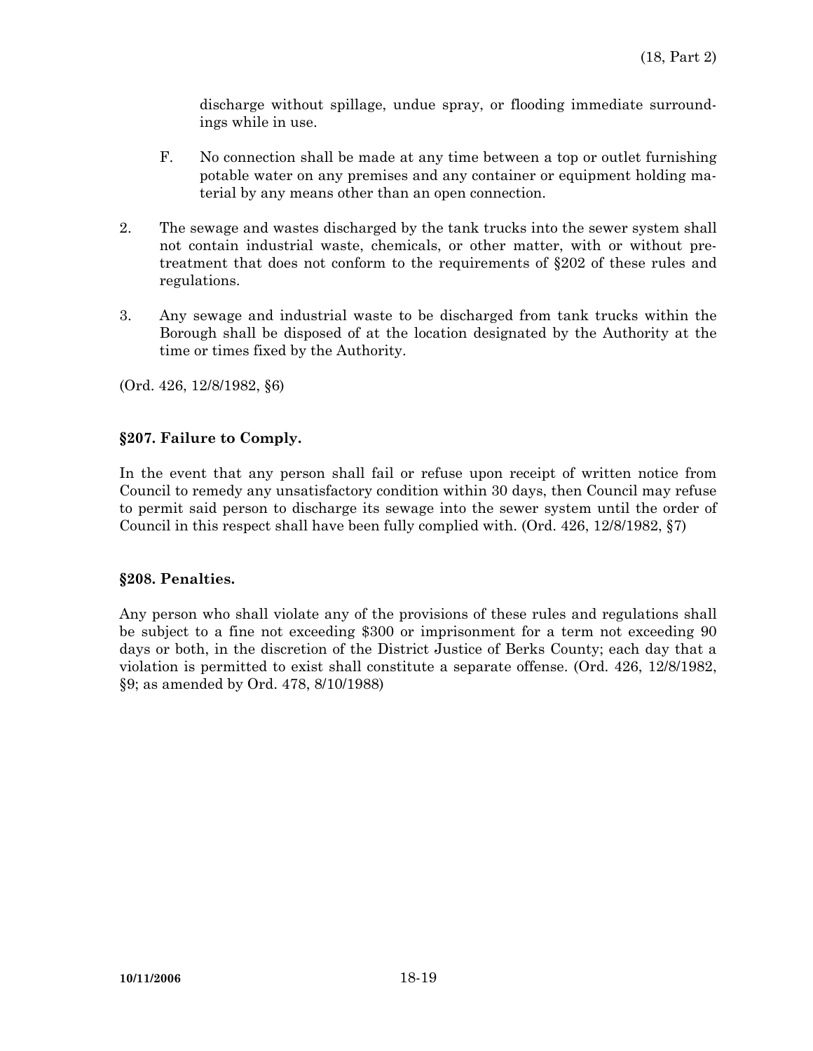discharge without spillage, undue spray, or flooding immediate surroundings while in use.

F. No connection shall be made at any time between a top or outlet furnishing potable water on any premises and any container or equipment holding material by any means other than an open connection.

2. The sewage and wastes discharged by the tank trucks into the sewer system shall not contain industrial waste, chemicals, or other matter, with or without pretreatment that does not conform to the requirements of §202 of these rules and regulations.

3. Any sewage and industrial waste to be discharged from tank trucks within the Borough shall be disposed of at the location designated by the Authority at the time or times fixed by the Authority.

(Ord. 426, 12/8/1982, §6)

**§207. Failure to Comply.**

In the event that any person shall fail or refuse upon receipt of written notice from Council to remedy any unsatisfactory condition within 30 days, then Council may refuse to permit said person to discharge its sewage into the sewer system until the order of Council in this respect shall have been fully complied with. (Ord. 426, 12/8/1982, §7)

**§208. Penalties.**

Any person who shall violate any of the provisions of these rules and regulations shall be subject to a fine not exceeding $300 or imprisonment for a term not exceeding 90 days or both, in the discretion of the District Justice of Berks County; each day that a violation is permitted to exist shall constitute a separate offense. (Ord. 426, 12/8/1982, §9; as amended by Ord. 478, 8/10/1988)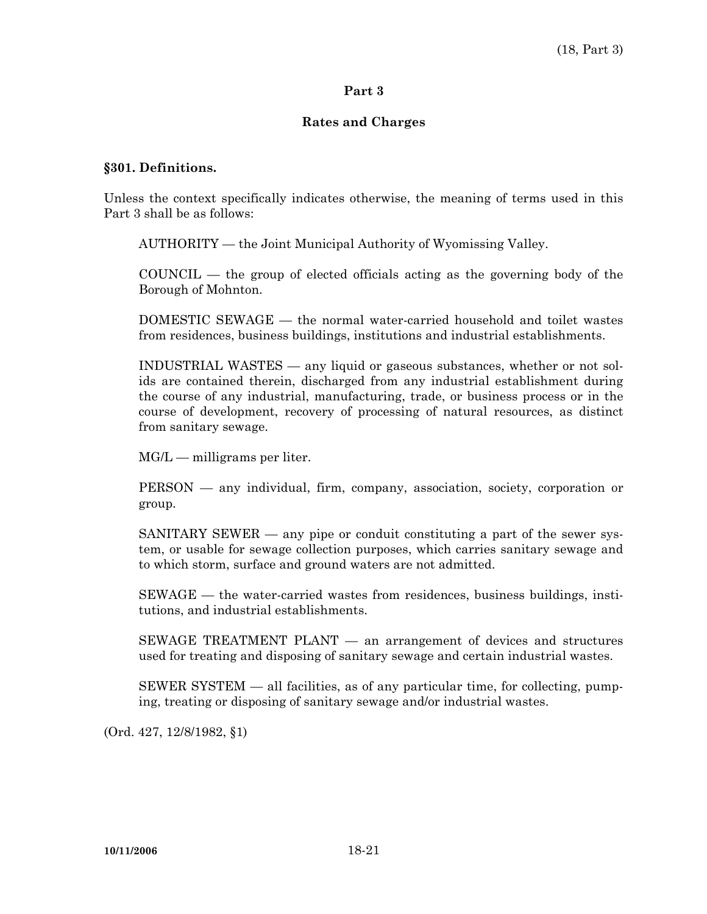# Part 3

## Rates and Charges

### §301. Definitions.

Unless the context specifically indicates otherwise, the meaning of terms used in this Part 3 shall be as follows:

AUTHORITY — the Joint Municipal Authority of Wyomissing Valley.

COUNCIL — the group of elected officials acting as the governing body of the Borough of Mohnton.

DOMESTIC SEWAGE — the normal water-carried household and toilet wastes from residences, business buildings, institutions and industrial establishments.

INDUSTRIAL WASTES — any liquid or gaseous substances, whether or not solids are contained therein, discharged from any industrial establishment during the course of any industrial, manufacturing, trade, or business process or in the course of development, recovery of processing of natural resources, as distinct from sanitary sewage.

MG/L — milligrams per liter.

PERSON — any individual, firm, company, association, society, corporation or group.

SANITARY SEWER — any pipe or conduit constituting a part of the sewer system, or usable for sewage collection purposes, which carries sanitary sewage and to which storm, surface and ground waters are not admitted.

SEWAGE — the water-carried wastes from residences, business buildings, institutions, and industrial establishments.

SEWAGE TREATMENT PLANT — an arrangement of devices and structures used for treating and disposing of sanitary sewage and certain industrial wastes.

SEWER SYSTEM — all facilities, as of any particular time, for collecting, pumping, treating or disposing of sanitary sewage and/or industrial wastes.

(Ord. 427, 12/8/1982, §1)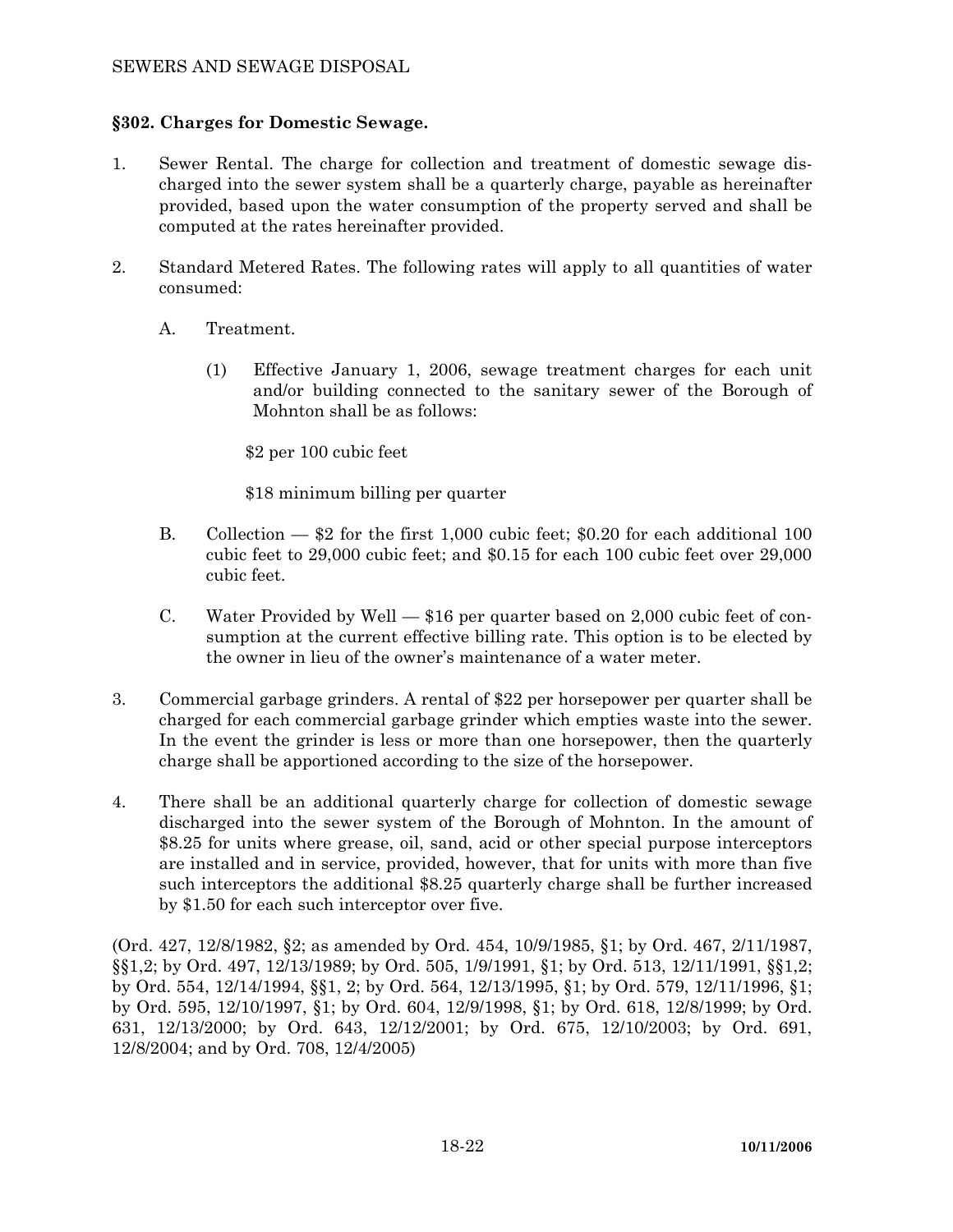## §302. Charges for Domestic Sewage.

1. Sewer Rental. The charge for collection and treatment of domestic sewage discharged into the sewer system shall be a quarterly charge, payable as hereinafter provided, based upon the water consumption of the property served and shall be computed at the rates hereinafter provided.

2. Standard Metered Rates. The following rates will apply to all quantities of water consumed:

   A. Treatment.

      (1) Effective January 1, 2006, sewage treatment charges for each unit and/or building connected to the sanitary sewer of the Borough of Mohnton shall be as follows:

         $2 per 100 cubic feet

         $18 minimum billing per quarter

   B. Collection — $2 for the first 1,000 cubic feet; $0.20 for each additional 100 cubic feet to 29,000 cubic feet; and $0.15 for each 100 cubic feet over 29,000 cubic feet.

   C. Water Provided by Well — $16 per quarter based on 2,000 cubic feet of consumption at the current effective billing rate. This option is to be elected by the owner in lieu of the owner's maintenance of a water meter.

3. Commercial garbage grinders. A rental of $22 per horsepower per quarter shall be charged for each commercial garbage grinder which empties waste into the sewer. In the event the grinder is less or more than one horsepower, then the quarterly charge shall be apportioned according to the size of the horsepower.

4. There shall be an additional quarterly charge for collection of domestic sewage discharged into the sewer system of the Borough of Mohnton. In the amount of $8.25 for units where grease, oil, sand, acid or other special purpose interceptors are installed and in service, provided, however, that for units with more than five such interceptors the additional $8.25 quarterly charge shall be further increased by $1.50 for each such interceptor over five.

(Ord. 427, 12/8/1982, §2; as amended by Ord. 454, 10/9/1985, §1; by Ord. 467, 2/11/1987, §§1,2; by Ord. 497, 12/13/1989; by Ord. 505, 1/9/1991, §1; by Ord. 513, 12/11/1991, §§1,2; by Ord. 554, 12/14/1994, §§1, 2; by Ord. 564, 12/13/1995, §1; by Ord. 579, 12/11/1996, §1; by Ord. 595, 12/10/1997, §1; by Ord. 604, 12/9/1998, §1; by Ord. 618, 12/8/1999; by Ord. 631, 12/13/2000; by Ord. 643, 12/12/2001; by Ord. 675, 12/10/2003; by Ord. 691, 12/8/2004; and by Ord. 708, 12/4/2005)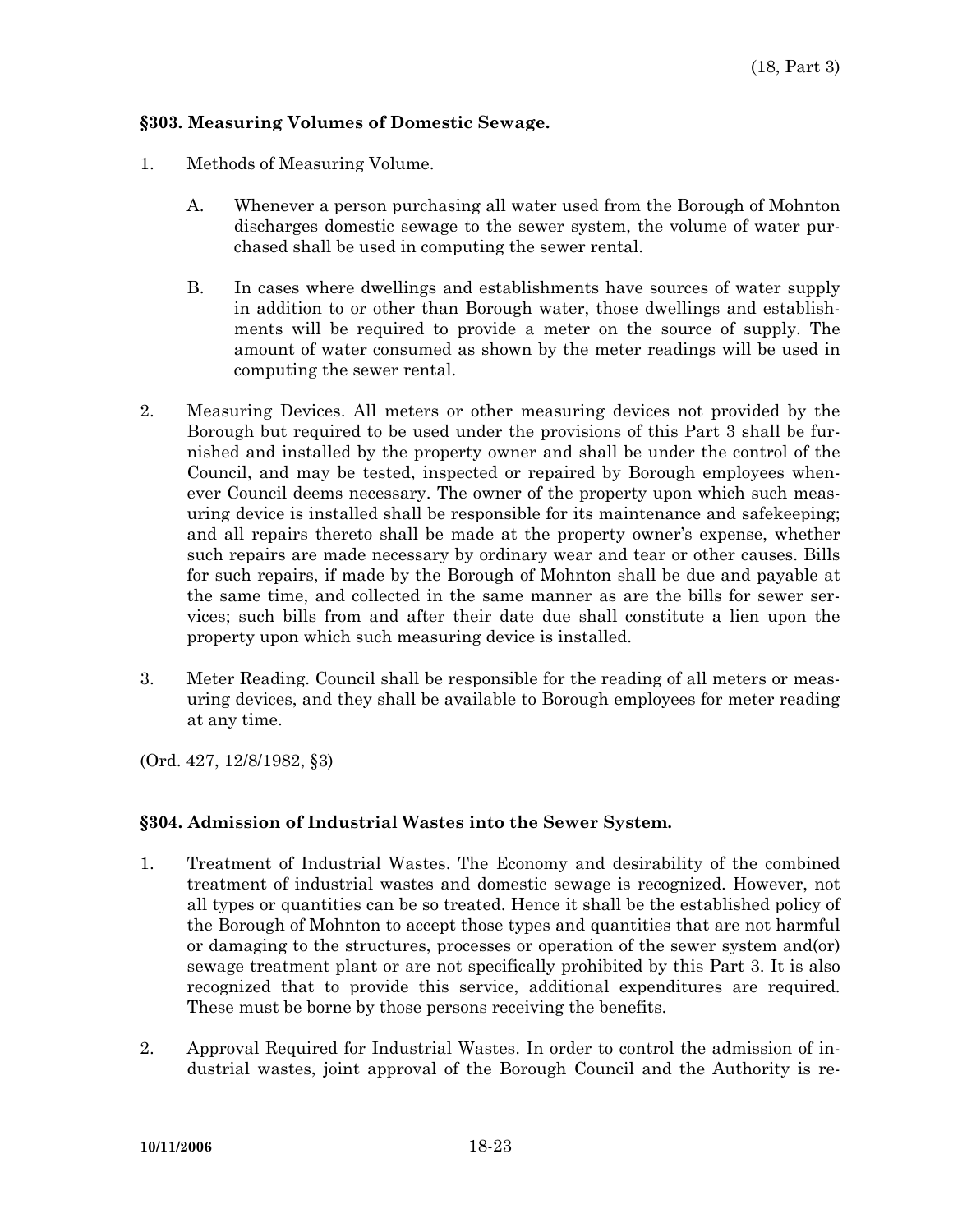### §303. Measuring Volumes of Domestic Sewage.

1. Methods of Measuring Volume.

   A. Whenever a person purchasing all water used from the Borough of Mohnton discharges domestic sewage to the sewer system, the volume of water purchased shall be used in computing the sewer rental.

   B. In cases where dwellings and establishments have sources of water supply in addition to or other than Borough water, those dwellings and establishments will be required to provide a meter on the source of supply. The amount of water consumed as shown by the meter readings will be used in computing the sewer rental.

2. Measuring Devices. All meters or other measuring devices not provided by the Borough but required to be used under the provisions of this Part 3 shall be furnished and installed by the property owner and shall be under the control of the Council, and may be tested, inspected or repaired by Borough employees whenever Council deems necessary. The owner of the property upon which such measuring device is installed shall be responsible for its maintenance and safekeeping; and all repairs thereto shall be made at the property owner's expense, whether such repairs are made necessary by ordinary wear and tear or other causes. Bills for such repairs, if made by the Borough of Mohnton shall be due and payable at the same time, and collected in the same manner as are the bills for sewer services; such bills from and after their date due shall constitute a lien upon the property upon which such measuring device is installed.

3. Meter Reading. Council shall be responsible for the reading of all meters or measuring devices, and they shall be available to Borough employees for meter reading at any time.

(Ord. 427, 12/8/1982, §3)

### §304. Admission of Industrial Wastes into the Sewer System.

1. Treatment of Industrial Wastes. The Economy and desirability of the combined treatment of industrial wastes and domestic sewage is recognized. However, not all types or quantities can be so treated. Hence it shall be the established policy of the Borough of Mohnton to accept those types and quantities that are not harmful or damaging to the structures, processes or operation of the sewer system and(or) sewage treatment plant or are not specifically prohibited by this Part 3. It is also recognized that to provide this service, additional expenditures are required. These must be borne by those persons receiving the benefits.

2. Approval Required for Industrial Wastes. In order to control the admission of industrial wastes, joint approval of the Borough Council and the Authority is re-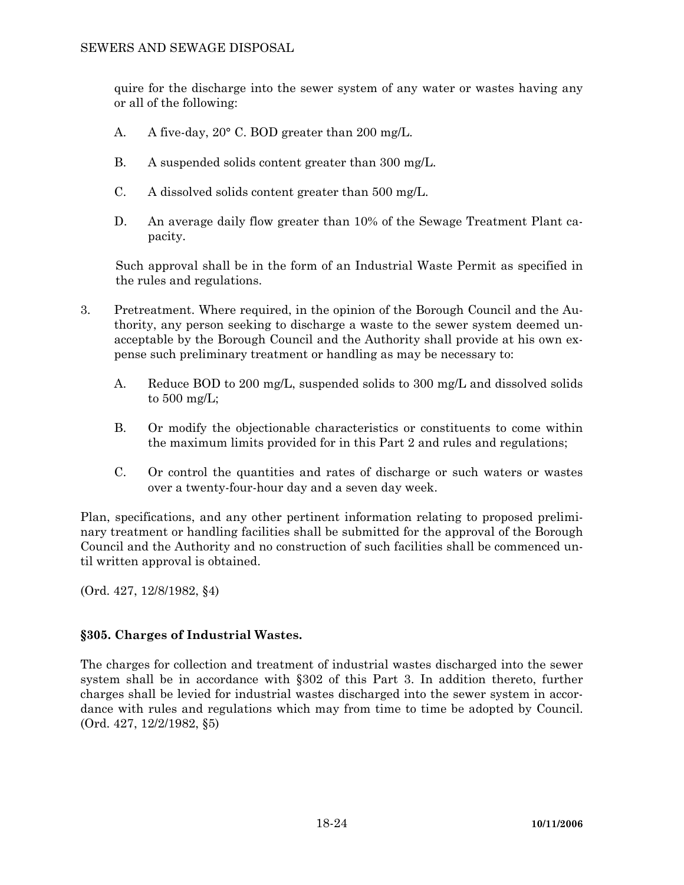quire for the discharge into the sewer system of any water or wastes having any or all of the following:

A. A five-day, 20° C. BOD greater than 200 mg/L.

B. A suspended solids content greater than 300 mg/L.

C. A dissolved solids content greater than 500 mg/L.

D. An average daily flow greater than 10% of the Sewage Treatment Plant capacity.

Such approval shall be in the form of an Industrial Waste Permit as specified in the rules and regulations.

3. Pretreatment. Where required, in the opinion of the Borough Council and the Authority, any person seeking to discharge a waste to the sewer system deemed unacceptable by the Borough Council and the Authority shall provide at his own expense such preliminary treatment or handling as may be necessary to:

   A. Reduce BOD to 200 mg/L, suspended solids to 300 mg/L and dissolved solids to 500 mg/L;

   B. Or modify the objectionable characteristics or constituents to come within the maximum limits provided for in this Part 2 and rules and regulations;

   C. Or control the quantities and rates of discharge or such waters or wastes over a twenty-four-hour day and a seven day week.

Plan, specifications, and any other pertinent information relating to proposed preliminary treatment or handling facilities shall be submitted for the approval of the Borough Council and the Authority and no construction of such facilities shall be commenced until written approval is obtained.

(Ord. 427, 12/8/1982, §4)

### §305. Charges of Industrial Wastes.

The charges for collection and treatment of industrial wastes discharged into the sewer system shall be in accordance with §302 of this Part 3. In addition thereto, further charges shall be levied for industrial wastes discharged into the sewer system in accordance with rules and regulations which may from time to time be adopted by Council. (Ord. 427, 12/2/1982, §5)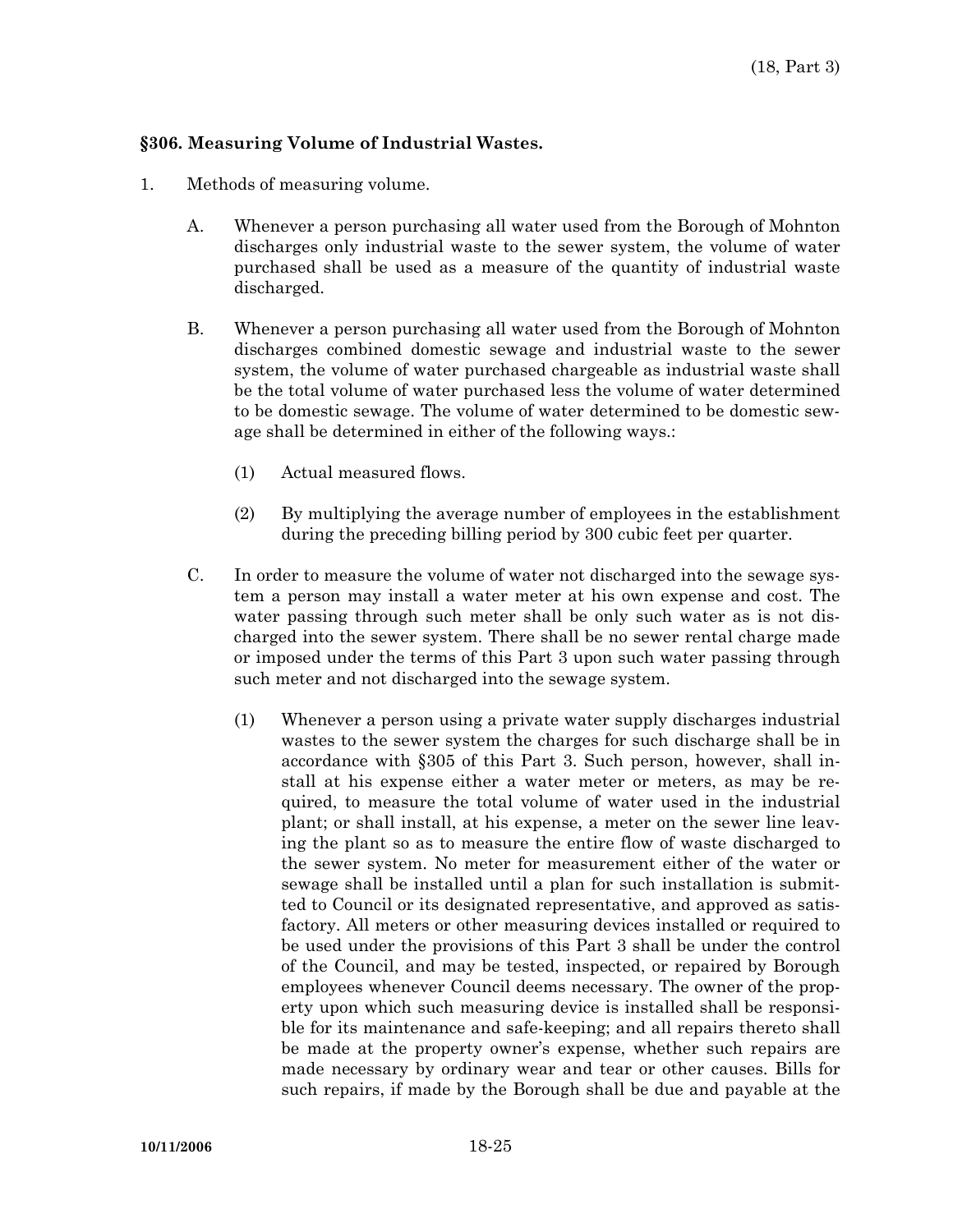### §306. Measuring Volume of Industrial Wastes.

1. Methods of measuring volume.

   A. Whenever a person purchasing all water used from the Borough of Mohnton discharges only industrial waste to the sewer system, the volume of water purchased shall be used as a measure of the quantity of industrial waste discharged.

   B. Whenever a person purchasing all water used from the Borough of Mohnton discharges combined domestic sewage and industrial waste to the sewer system, the volume of water purchased chargeable as industrial waste shall be the total volume of water purchased less the volume of water determined to be domestic sewage. The volume of water determined to be domestic sewage shall be determined in either of the following ways.:

      (1) Actual measured flows.

      (2) By multiplying the average number of employees in the establishment during the preceding billing period by 300 cubic feet per quarter.

   C. In order to measure the volume of water not discharged into the sewage system a person may install a water meter at his own expense and cost. The water passing through such meter shall be only such water as is not discharged into the sewer system. There shall be no sewer rental charge made or imposed under the terms of this Part 3 upon such water passing through such meter and not discharged into the sewage system.

      (1) Whenever a person using a private water supply discharges industrial wastes to the sewer system the charges for such discharge shall be in accordance with §305 of this Part 3. Such person, however, shall install at his expense either a water meter or meters, as may be required, to measure the total volume of water used in the industrial plant; or shall install, at his expense, a meter on the sewer line leaving the plant so as to measure the entire flow of waste discharged to the sewer system. No meter for measurement either of the water or sewage shall be installed until a plan for such installation is submitted to Council or its designated representative, and approved as satisfactory. All meters or other measuring devices installed or required to be used under the provisions of this Part 3 shall be under the control of the Council, and may be tested, inspected, or repaired by Borough employees whenever Council deems necessary. The owner of the property upon which such measuring device is installed shall be responsible for its maintenance and safe-keeping; and all repairs thereto shall be made at the property owner's expense, whether such repairs are made necessary by ordinary wear and tear or other causes. Bills for such repairs, if made by the Borough shall be due and payable at the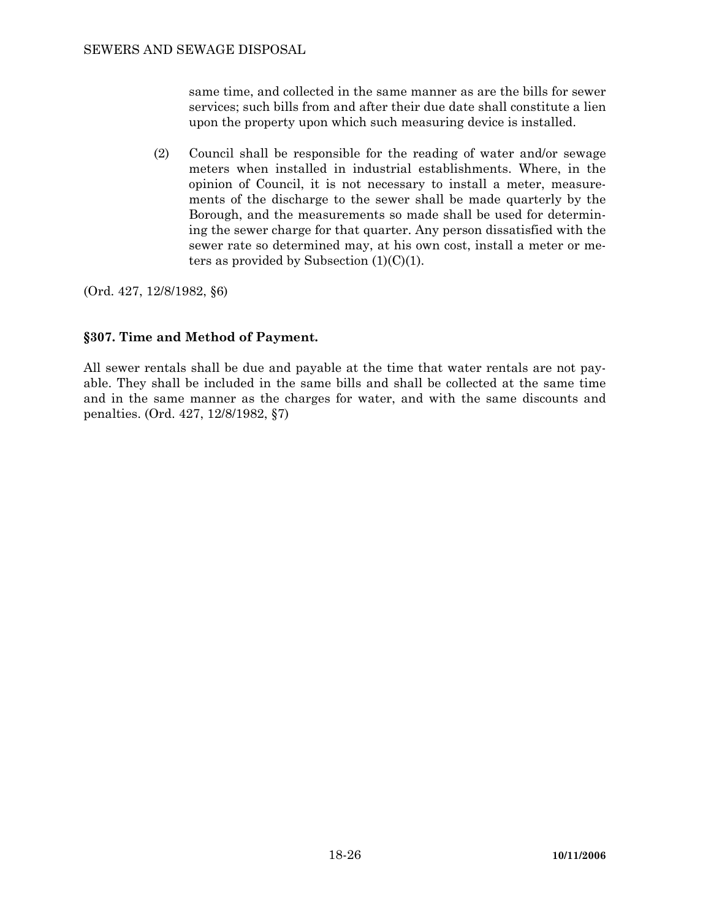same time, and collected in the same manner as are the bills for sewer services; such bills from and after their due date shall constitute a lien upon the property upon which such measuring device is installed.

(2) Council shall be responsible for the reading of water and/or sewage meters when installed in industrial establishments. Where, in the opinion of Council, it is not necessary to install a meter, measurements of the discharge to the sewer shall be made quarterly by the Borough, and the measurements so made shall be used for determining the sewer charge for that quarter. Any person dissatisfied with the sewer rate so determined may, at his own cost, install a meter or meters as provided by Subsection (1)(C)(1).

(Ord. 427, 12/8/1982, §6)

## §307. Time and Method of Payment.

All sewer rentals shall be due and payable at the time that water rentals are not payable. They shall be included in the same bills and shall be collected at the same time and in the same manner as the charges for water, and with the same discounts and penalties. (Ord. 427, 12/8/1982, §7)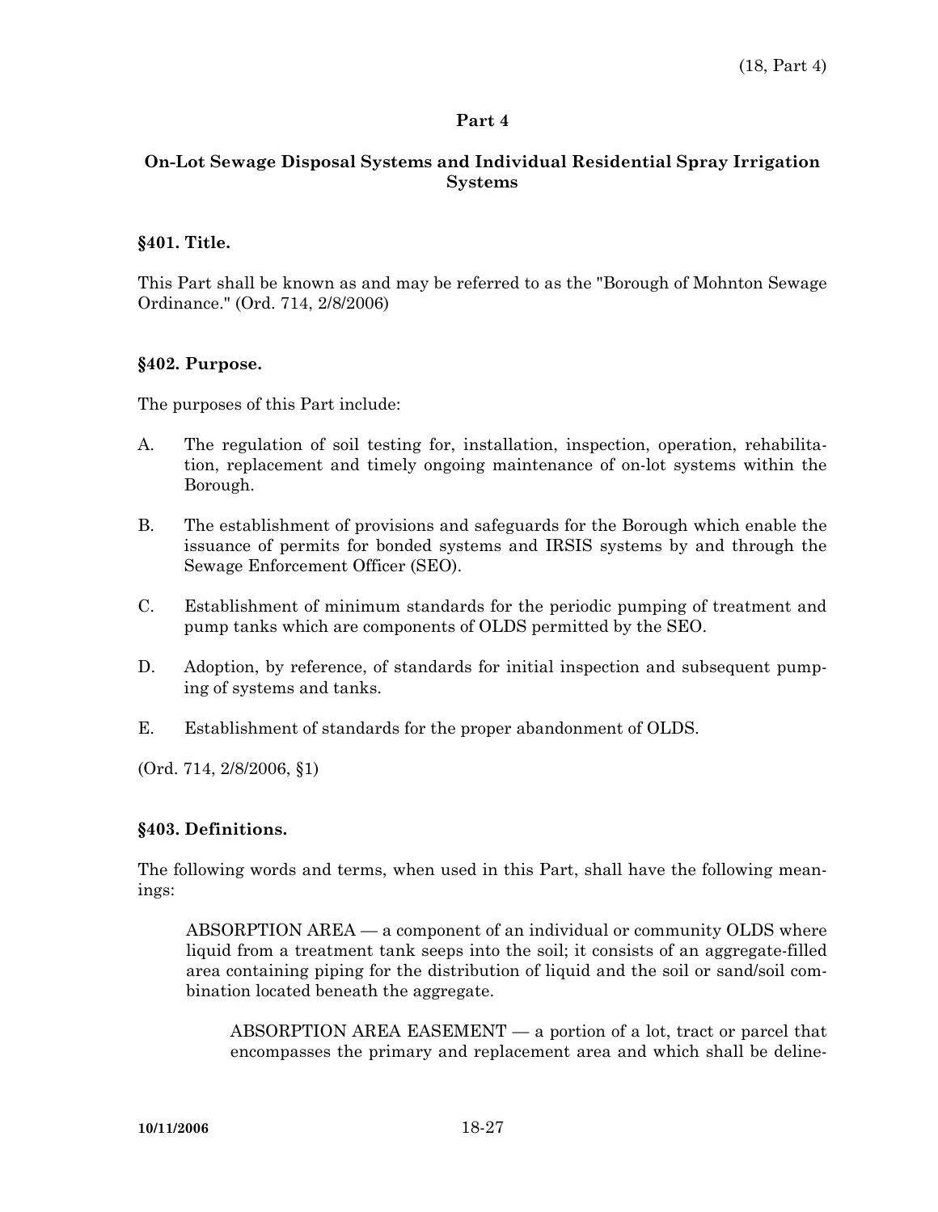## Part 4

### On-Lot Sewage Disposal Systems and Individual Residential Spray Irrigation Systems

**§401. Title.**

This Part shall be known as and may be referred to as the "Borough of Mohnton Sewage Ordinance." (Ord. 714, 2/8/2006)

**§402. Purpose.**

The purposes of this Part include:

A. The regulation of soil testing for, installation, inspection, operation, rehabilitation, replacement and timely ongoing maintenance of on-lot systems within the Borough.

B. The establishment of provisions and safeguards for the Borough which enable the issuance of permits for bonded systems and IRSIS systems by and through the Sewage Enforcement Officer (SEO).

C. Establishment of minimum standards for the periodic pumping of treatment and pump tanks which are components of OLDS permitted by the SEO.

D. Adoption, by reference, of standards for initial inspection and subsequent pumping of systems and tanks.

E. Establishment of standards for the proper abandonment of OLDS.

(Ord. 714, 2/8/2006, §1)

**§403. Definitions.**

The following words and terms, when used in this Part, shall have the following meanings:

ABSORPTION AREA — a component of an individual or community OLDS where liquid from a treatment tank seeps into the soil; it consists of an aggregate-filled area containing piping for the distribution of liquid and the soil or sand/soil combination located beneath the aggregate.

ABSORPTION AREA EASEMENT — a portion of a lot, tract or parcel that encompasses the primary and replacement area and which shall be deline-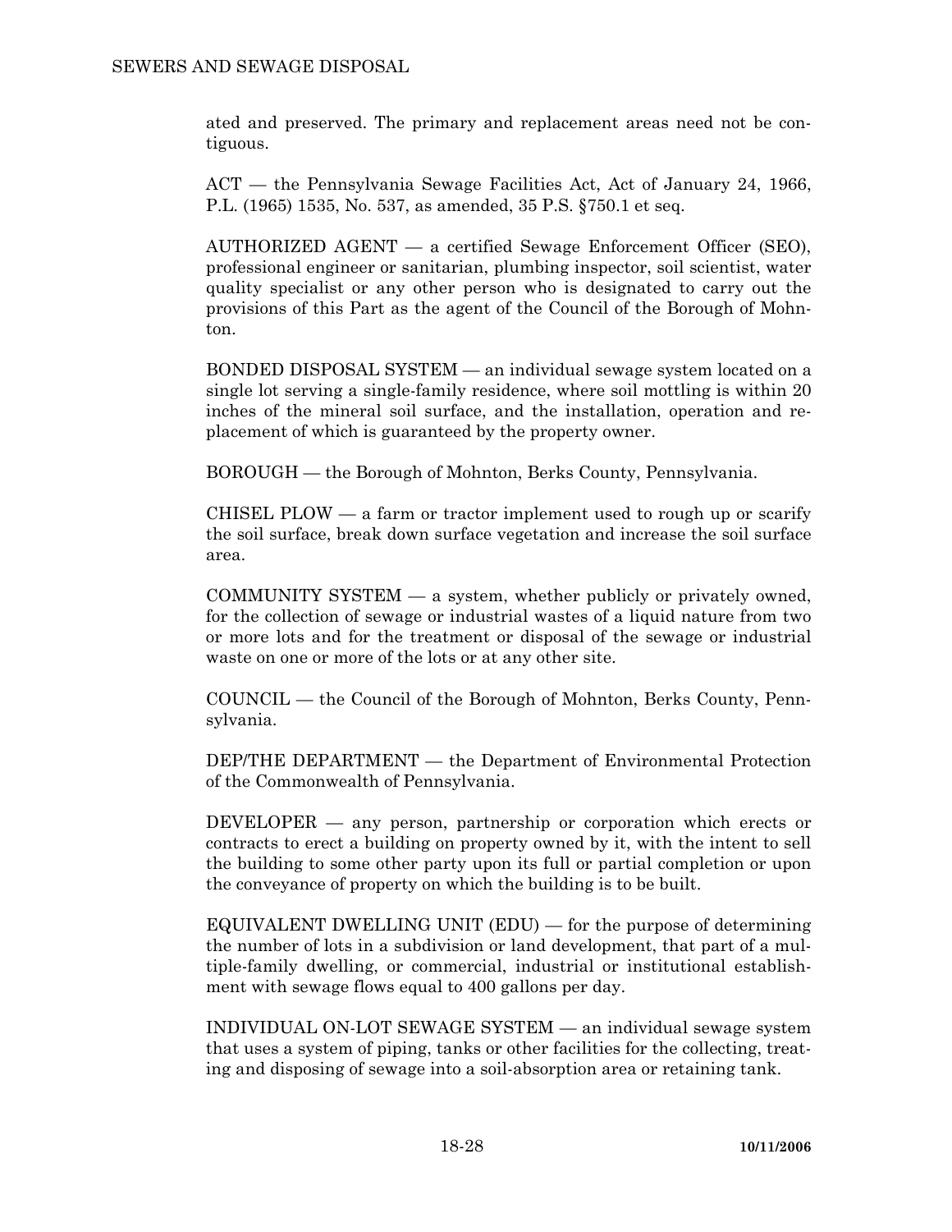ated and preserved. The primary and replacement areas need not be contiguous.

ACT — the Pennsylvania Sewage Facilities Act, Act of January 24, 1966, P.L. (1965) 1535, No. 537, as amended, 35 P.S. §750.1 et seq.

AUTHORIZED AGENT — a certified Sewage Enforcement Officer (SEO), professional engineer or sanitarian, plumbing inspector, soil scientist, water quality specialist or any other person who is designated to carry out the provisions of this Part as the agent of the Council of the Borough of Mohnton.

BONDED DISPOSAL SYSTEM — an individual sewage system located on a single lot serving a single-family residence, where soil mottling is within 20 inches of the mineral soil surface, and the installation, operation and replacement of which is guaranteed by the property owner.

BOROUGH — the Borough of Mohnton, Berks County, Pennsylvania.

CHISEL PLOW — a farm or tractor implement used to rough up or scarify the soil surface, break down surface vegetation and increase the soil surface area.

COMMUNITY SYSTEM — a system, whether publicly or privately owned, for the collection of sewage or industrial wastes of a liquid nature from two or more lots and for the treatment or disposal of the sewage or industrial waste on one or more of the lots or at any other site.

COUNCIL — the Council of the Borough of Mohnton, Berks County, Pennsylvania.

DEP/THE DEPARTMENT — the Department of Environmental Protection of the Commonwealth of Pennsylvania.

DEVELOPER — any person, partnership or corporation which erects or contracts to erect a building on property owned by it, with the intent to sell the building to some other party upon its full or partial completion or upon the conveyance of property on which the building is to be built.

EQUIVALENT DWELLING UNIT (EDU) — for the purpose of determining the number of lots in a subdivision or land development, that part of a multiple-family dwelling, or commercial, industrial or institutional establishment with sewage flows equal to 400 gallons per day.

INDIVIDUAL ON-LOT SEWAGE SYSTEM — an individual sewage system that uses a system of piping, tanks or other facilities for the collecting, treating and disposing of sewage into a soil-absorption area or retaining tank.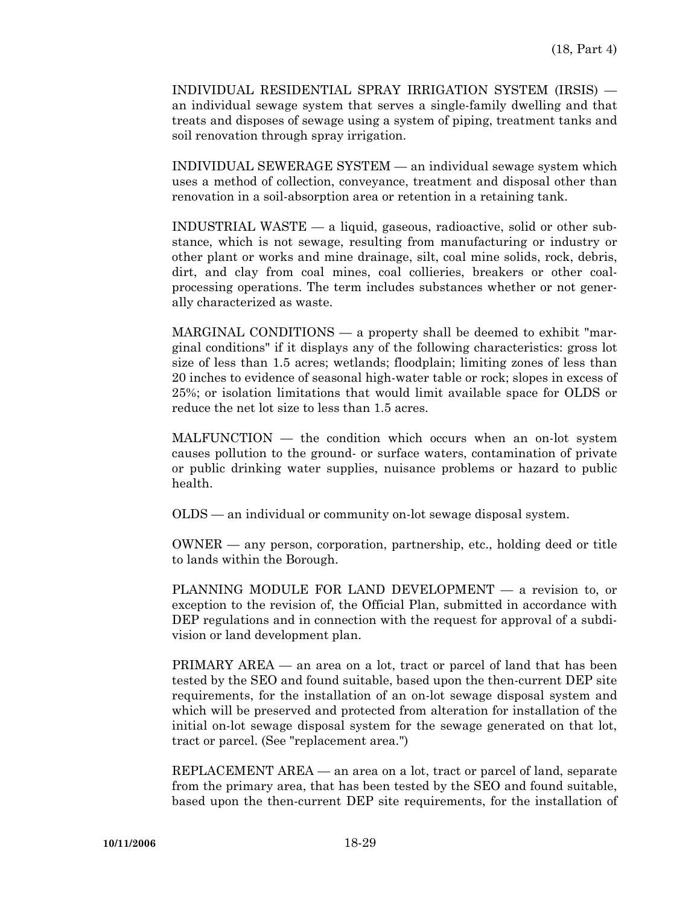INDIVIDUAL RESIDENTIAL SPRAY IRRIGATION SYSTEM (IRSIS) — an individual sewage system that serves a single-family dwelling and that treats and disposes of sewage using a system of piping, treatment tanks and soil renovation through spray irrigation.

INDIVIDUAL SEWERAGE SYSTEM — an individual sewage system which uses a method of collection, conveyance, treatment and disposal other than renovation in a soil-absorption area or retention in a retaining tank.

INDUSTRIAL WASTE — a liquid, gaseous, radioactive, solid or other substance, which is not sewage, resulting from manufacturing or industry or other plant or works and mine drainage, silt, coal mine solids, rock, debris, dirt, and clay from coal mines, coal collieries, breakers or other coal-processing operations. The term includes substances whether or not generally characterized as waste.

MARGINAL CONDITIONS — a property shall be deemed to exhibit "marginal conditions" if it displays any of the following characteristics: gross lot size of less than 1.5 acres; wetlands; floodplain; limiting zones of less than 20 inches to evidence of seasonal high-water table or rock; slopes in excess of 25%; or isolation limitations that would limit available space for OLDS or reduce the net lot size to less than 1.5 acres.

MALFUNCTION — the condition which occurs when an on-lot system causes pollution to the ground- or surface waters, contamination of private or public drinking water supplies, nuisance problems or hazard to public health.

OLDS — an individual or community on-lot sewage disposal system.

OWNER — any person, corporation, partnership, etc., holding deed or title to lands within the Borough.

PLANNING MODULE FOR LAND DEVELOPMENT — a revision to, or exception to the revision of, the Official Plan, submitted in accordance with DEP regulations and in connection with the request for approval of a subdivision or land development plan.

PRIMARY AREA — an area on a lot, tract or parcel of land that has been tested by the SEO and found suitable, based upon the then-current DEP site requirements, for the installation of an on-lot sewage disposal system and which will be preserved and protected from alteration for installation of the initial on-lot sewage disposal system for the sewage generated on that lot, tract or parcel. (See "replacement area.")

REPLACEMENT AREA — an area on a lot, tract or parcel of land, separate from the primary area, that has been tested by the SEO and found suitable, based upon the then-current DEP site requirements, for the installation of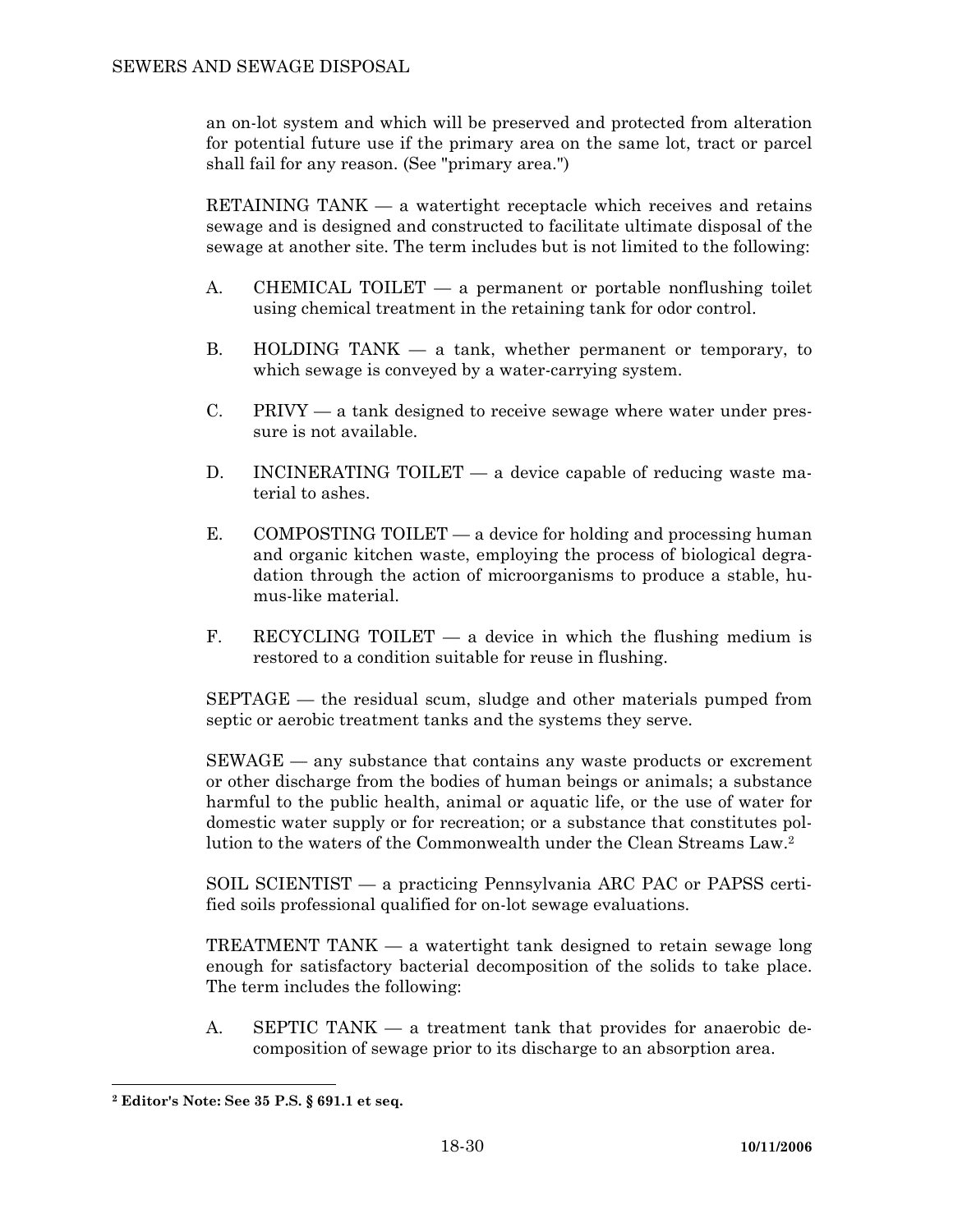an on-lot system and which will be preserved and protected from alteration for potential future use if the primary area on the same lot, tract or parcel shall fail for any reason. (See "primary area.")

RETAINING TANK — a watertight receptacle which receives and retains sewage and is designed and constructed to facilitate ultimate disposal of the sewage at another site. The term includes but is not limited to the following:

A. CHEMICAL TOILET — a permanent or portable nonflushing toilet using chemical treatment in the retaining tank for odor control.

B. HOLDING TANK — a tank, whether permanent or temporary, to which sewage is conveyed by a water-carrying system.

C. PRIVY — a tank designed to receive sewage where water under pressure is not available.

D. INCINERATING TOILET — a device capable of reducing waste material to ashes.

E. COMPOSTING TOILET — a device for holding and processing human and organic kitchen waste, employing the process of biological degradation through the action of microorganisms to produce a stable, humus-like material.

F. RECYCLING TOILET — a device in which the flushing medium is restored to a condition suitable for reuse in flushing.

SEPTAGE — the residual scum, sludge and other materials pumped from septic or aerobic treatment tanks and the systems they serve.

SEWAGE — any substance that contains any waste products or excrement or other discharge from the bodies of human beings or animals; a substance harmful to the public health, animal or aquatic life, or the use of water for domestic water supply or for recreation; or a substance that constitutes pollution to the waters of the Commonwealth under the Clean Streams Law.[2]

SOIL SCIENTIST — a practicing Pennsylvania ARC PAC or PAPSS certified soils professional qualified for on-lot sewage evaluations.

TREATMENT TANK — a watertight tank designed to retain sewage long enough for satisfactory bacterial decomposition of the solids to take place. The term includes the following:

A. SEPTIC TANK — a treatment tank that provides for anaerobic decomposition of sewage prior to its discharge to an absorption area.

---

**[2] Editor's Note: See 35 P.S. § 691.1 et seq.**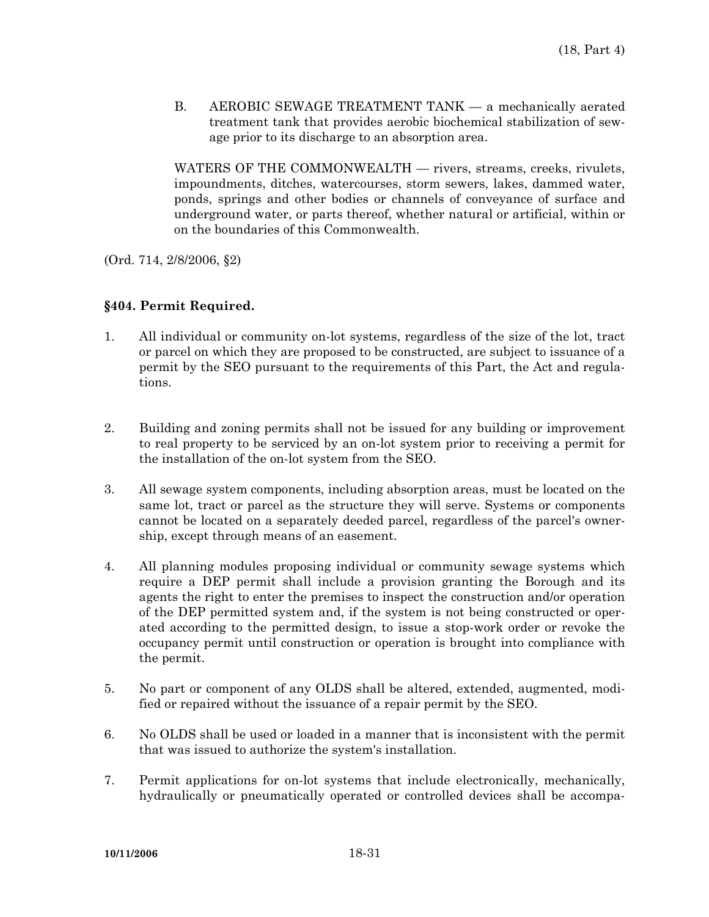B. AEROBIC SEWAGE TREATMENT TANK — a mechanically aerated treatment tank that provides aerobic biochemical stabilization of sewage prior to its discharge to an absorption area.

WATERS OF THE COMMONWEALTH — rivers, streams, creeks, rivulets, impoundments, ditches, watercourses, storm sewers, lakes, dammed water, ponds, springs and other bodies or channels of conveyance of surface and underground water, or parts thereof, whether natural or artificial, within or on the boundaries of this Commonwealth.

(Ord. 714, 2/8/2006, §2)

### §404. Permit Required.

1. All individual or community on-lot systems, regardless of the size of the lot, tract or parcel on which they are proposed to be constructed, are subject to issuance of a permit by the SEO pursuant to the requirements of this Part, the Act and regulations.

2. Building and zoning permits shall not be issued for any building or improvement to real property to be serviced by an on-lot system prior to receiving a permit for the installation of the on-lot system from the SEO.

3. All sewage system components, including absorption areas, must be located on the same lot, tract or parcel as the structure they will serve. Systems or components cannot be located on a separately deeded parcel, regardless of the parcel's ownership, except through means of an easement.

4. All planning modules proposing individual or community sewage systems which require a DEP permit shall include a provision granting the Borough and its agents the right to enter the premises to inspect the construction and/or operation of the DEP permitted system and, if the system is not being constructed or operated according to the permitted design, to issue a stop-work order or revoke the occupancy permit until construction or operation is brought into compliance with the permit.

5. No part or component of any OLDS shall be altered, extended, augmented, modified or repaired without the issuance of a repair permit by the SEO.

6. No OLDS shall be used or loaded in a manner that is inconsistent with the permit that was issued to authorize the system's installation.

7. Permit applications for on-lot systems that include electronically, mechanically, hydraulically or pneumatically operated or controlled devices shall be accompa-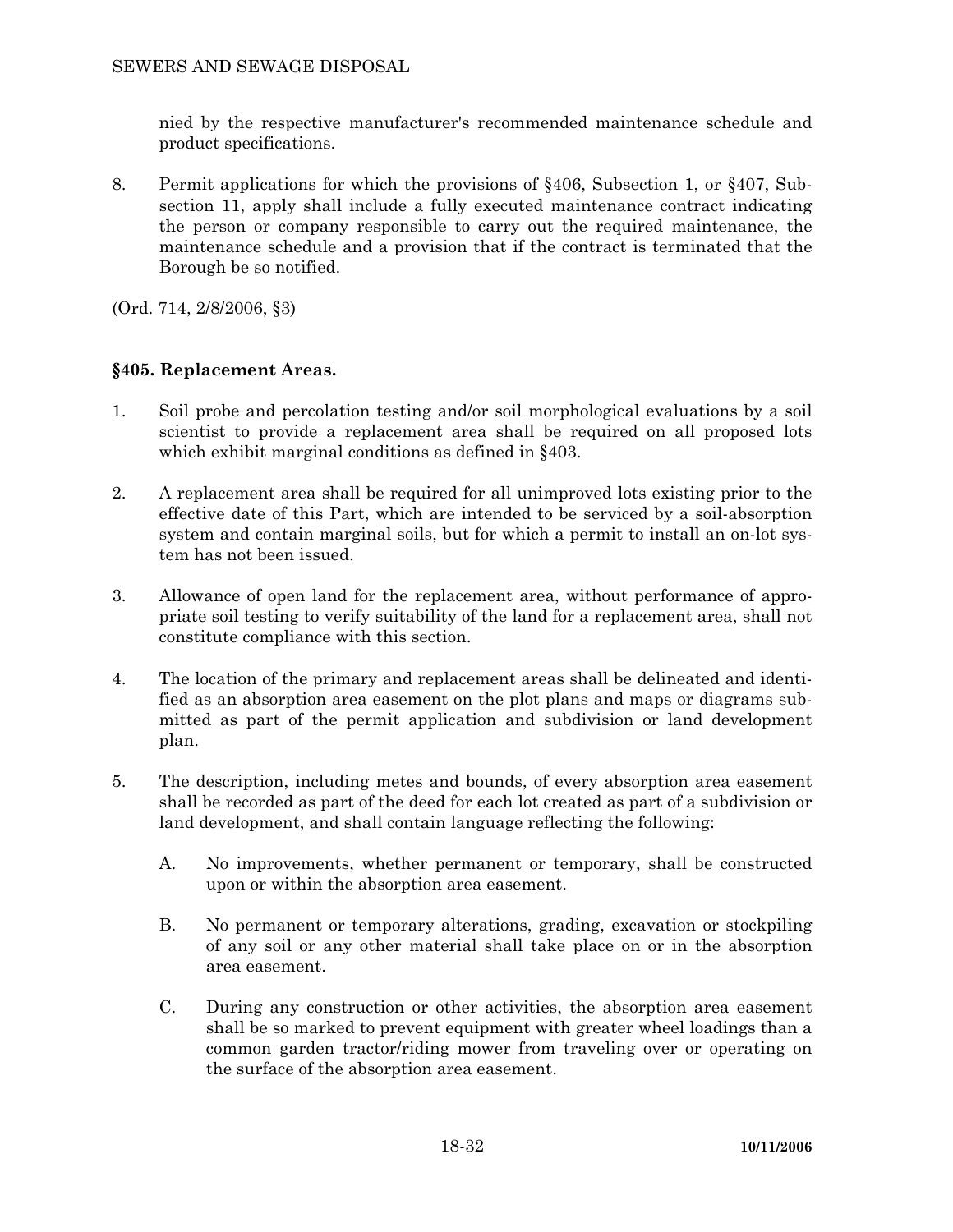nied by the respective manufacturer's recommended maintenance schedule and product specifications.

8. Permit applications for which the provisions of §406, Subsection 1, or §407, Subsection 11, apply shall include a fully executed maintenance contract indicating the person or company responsible to carry out the required maintenance, the maintenance schedule and a provision that if the contract is terminated that the Borough be so notified.

(Ord. 714, 2/8/2006, §3)

### §405. Replacement Areas.

1. Soil probe and percolation testing and/or soil morphological evaluations by a soil scientist to provide a replacement area shall be required on all proposed lots which exhibit marginal conditions as defined in §403.

2. A replacement area shall be required for all unimproved lots existing prior to the effective date of this Part, which are intended to be serviced by a soil-absorption system and contain marginal soils, but for which a permit to install an on-lot system has not been issued.

3. Allowance of open land for the replacement area, without performance of appropriate soil testing to verify suitability of the land for a replacement area, shall not constitute compliance with this section.

4. The location of the primary and replacement areas shall be delineated and identified as an absorption area easement on the plot plans and maps or diagrams submitted as part of the permit application and subdivision or land development plan.

5. The description, including metes and bounds, of every absorption area easement shall be recorded as part of the deed for each lot created as part of a subdivision or land development, and shall contain language reflecting the following:

   A. No improvements, whether permanent or temporary, shall be constructed upon or within the absorption area easement.

   B. No permanent or temporary alterations, grading, excavation or stockpiling of any soil or any other material shall take place on or in the absorption area easement.

   C. During any construction or other activities, the absorption area easement shall be so marked to prevent equipment with greater wheel loadings than a common garden tractor/riding mower from traveling over or operating on the surface of the absorption area easement.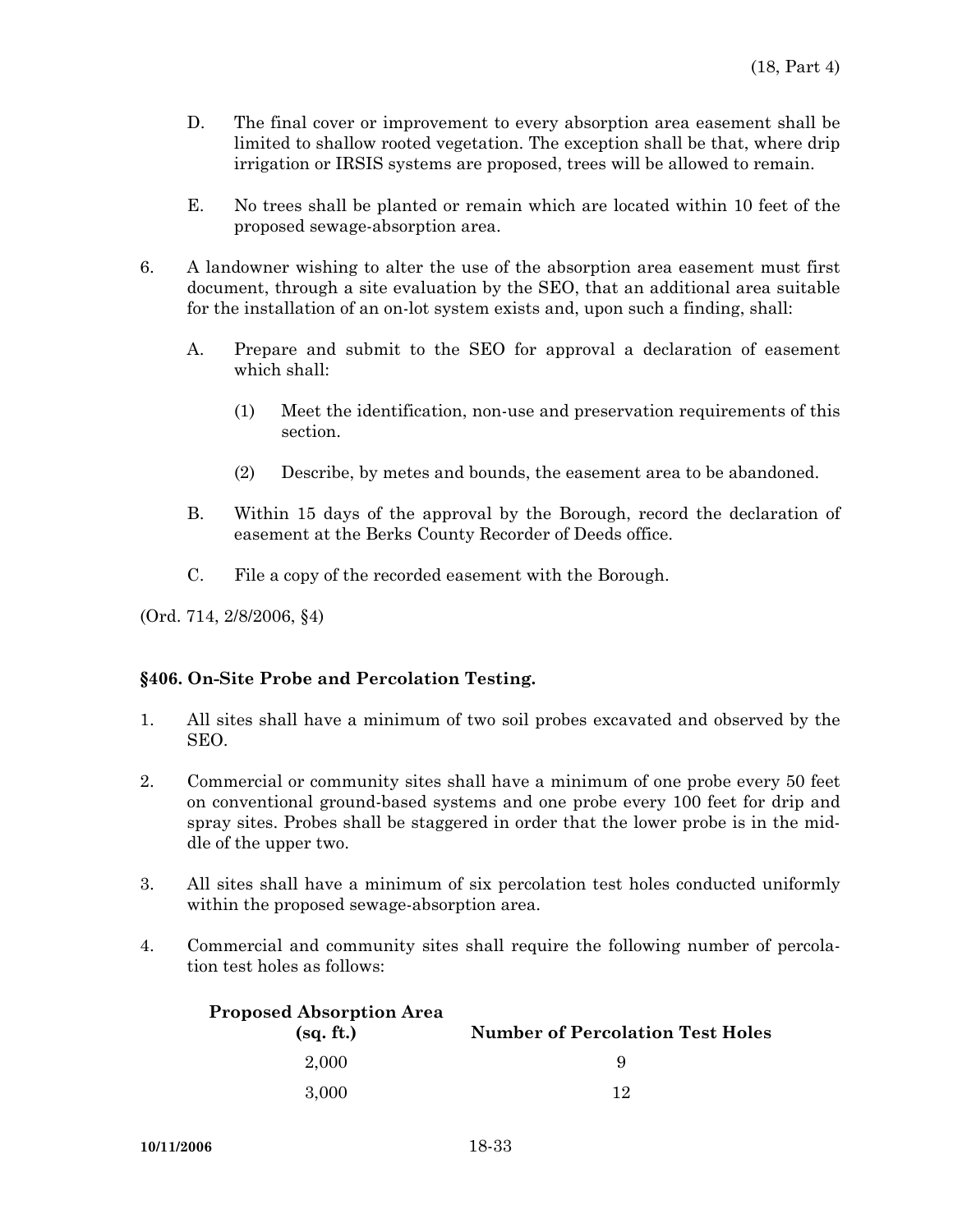D. The final cover or improvement to every absorption area easement shall be limited to shallow rooted vegetation. The exception shall be that, where drip irrigation or IRSIS systems are proposed, trees will be allowed to remain.

E. No trees shall be planted or remain which are located within 10 feet of the proposed sewage-absorption area.

6. A landowner wishing to alter the use of the absorption area easement must first document, through a site evaluation by the SEO, that an additional area suitable for the installation of an on-lot system exists and, upon such a finding, shall:

   A. Prepare and submit to the SEO for approval a declaration of easement which shall:

      (1) Meet the identification, non-use and preservation requirements of this section.

      (2) Describe, by metes and bounds, the easement area to be abandoned.

   B. Within 15 days of the approval by the Borough, record the declaration of easement at the Berks County Recorder of Deeds office.

   C. File a copy of the recorded easement with the Borough.

(Ord. 714, 2/8/2006, §4)

### §406. On-Site Probe and Percolation Testing.

1. All sites shall have a minimum of two soil probes excavated and observed by the SEO.

2. Commercial or community sites shall have a minimum of one probe every 50 feet on conventional ground-based systems and one probe every 100 feet for drip and spray sites. Probes shall be staggered in order that the lower probe is in the middle of the upper two.

3. All sites shall have a minimum of six percolation test holes conducted uniformly within the proposed sewage-absorption area.

4. Commercial and community sites shall require the following number of percolation test holes as follows:

| Proposed Absorption Area (sq. ft.) | Number of Percolation Test Holes |
|---|---|
| 2,000 | 9 |
| 3,000 | 12 |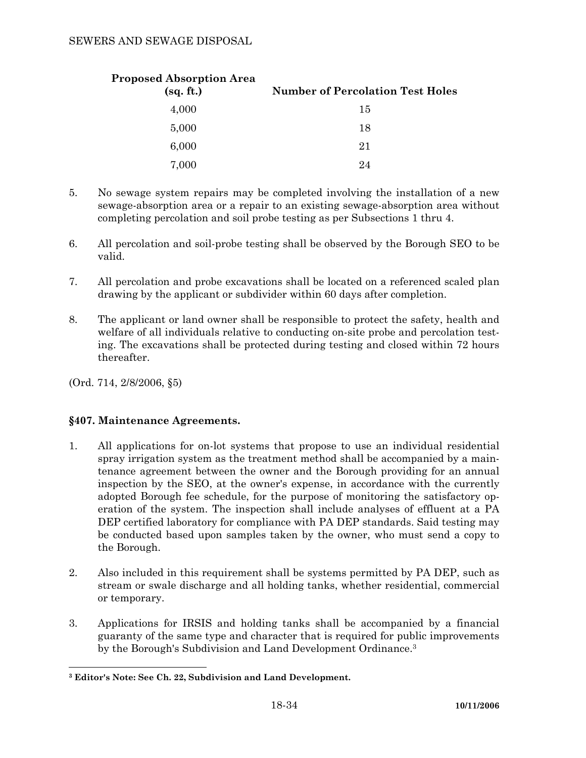| Proposed Absorption Area (sq. ft.) | Number of Percolation Test Holes |
|---|---|
| 4,000 | 15 |
| 5,000 | 18 |
| 6,000 | 21 |
| 7,000 | 24 |

5. No sewage system repairs may be completed involving the installation of a new sewage-absorption area or a repair to an existing sewage-absorption area without completing percolation and soil probe testing as per Subsections 1 thru 4.

6. All percolation and soil-probe testing shall be observed by the Borough SEO to be valid.

7. All percolation and probe excavations shall be located on a referenced scaled plan drawing by the applicant or subdivider within 60 days after completion.

8. The applicant or land owner shall be responsible to protect the safety, health and welfare of all individuals relative to conducting on-site probe and percolation testing. The excavations shall be protected during testing and closed within 72 hours thereafter.

(Ord. 714, 2/8/2006, §5)

### §407. Maintenance Agreements.

1. All applications for on-lot systems that propose to use an individual residential spray irrigation system as the treatment method shall be accompanied by a maintenance agreement between the owner and the Borough providing for an annual inspection by the SEO, at the owner's expense, in accordance with the currently adopted Borough fee schedule, for the purpose of monitoring the satisfactory operation of the system. The inspection shall include analyses of effluent at a PA DEP certified laboratory for compliance with PA DEP standards. Said testing may be conducted based upon samples taken by the owner, who must send a copy to the Borough.

2. Also included in this requirement shall be systems permitted by PA DEP, such as stream or swale discharge and all holding tanks, whether residential, commercial or temporary.

3. Applications for IRSIS and holding tanks shall be accompanied by a financial guaranty of the same type and character that is required for public improvements by the Borough's Subdivision and Land Development Ordinance.[3]

---

[3] **Editor's Note: See Ch. 22, Subdivision and Land Development.**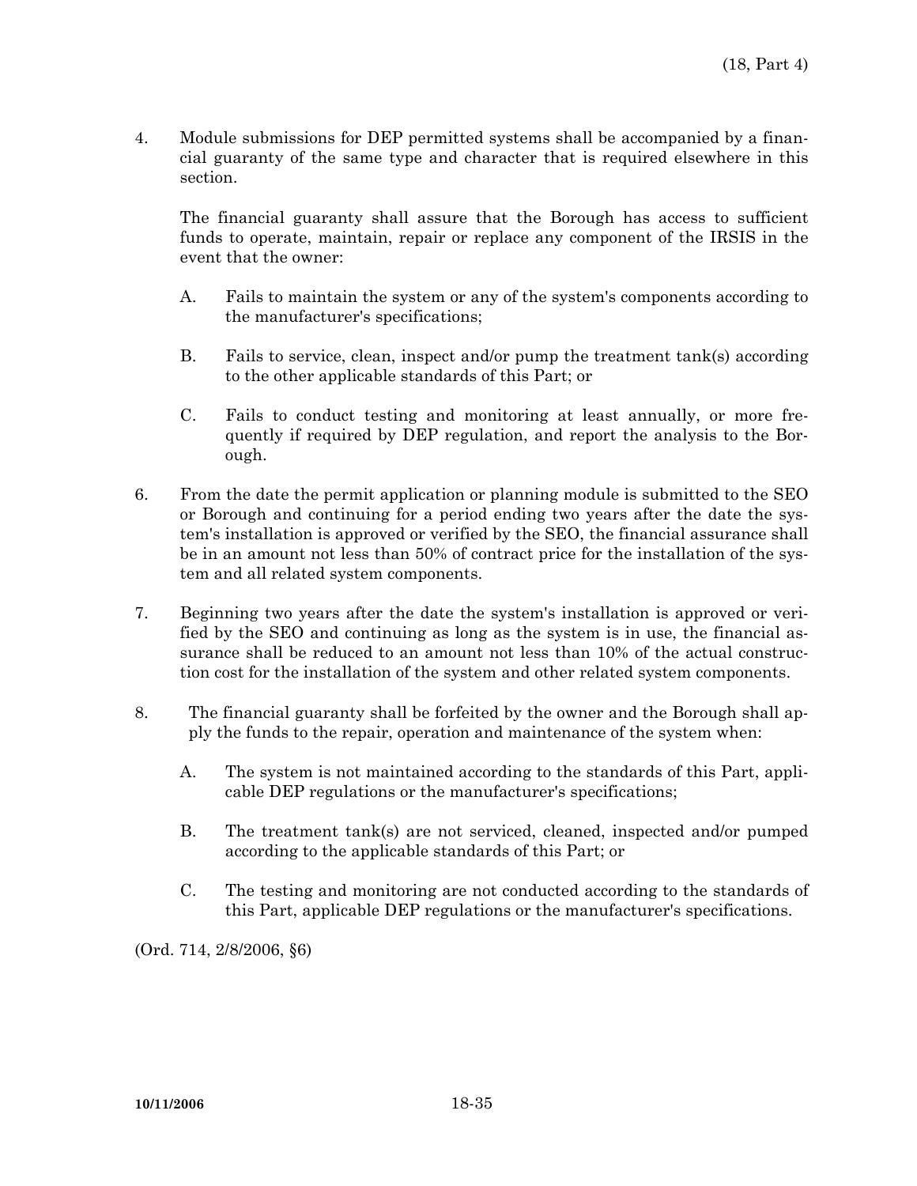4. Module submissions for DEP permitted systems shall be accompanied by a financial guaranty of the same type and character that is required elsewhere in this section.

   The financial guaranty shall assure that the Borough has access to sufficient funds to operate, maintain, repair or replace any component of the IRSIS in the event that the owner:

   A. Fails to maintain the system or any of the system's components according to the manufacturer's specifications;

   B. Fails to service, clean, inspect and/or pump the treatment tank(s) according to the other applicable standards of this Part; or

   C. Fails to conduct testing and monitoring at least annually, or more frequently if required by DEP regulation, and report the analysis to the Borough.

6. From the date the permit application or planning module is submitted to the SEO or Borough and continuing for a period ending two years after the date the system's installation is approved or verified by the SEO, the financial assurance shall be in an amount not less than 50% of contract price for the installation of the system and all related system components.

7. Beginning two years after the date the system's installation is approved or verified by the SEO and continuing as long as the system is in use, the financial assurance shall be reduced to an amount not less than 10% of the actual construction cost for the installation of the system and other related system components.

8. The financial guaranty shall be forfeited by the owner and the Borough shall apply the funds to the repair, operation and maintenance of the system when:

   A. The system is not maintained according to the standards of this Part, applicable DEP regulations or the manufacturer's specifications;

   B. The treatment tank(s) are not serviced, cleaned, inspected and/or pumped according to the applicable standards of this Part; or

   C. The testing and monitoring are not conducted according to the standards of this Part, applicable DEP regulations or the manufacturer's specifications.

(Ord. 714, 2/8/2006, §6)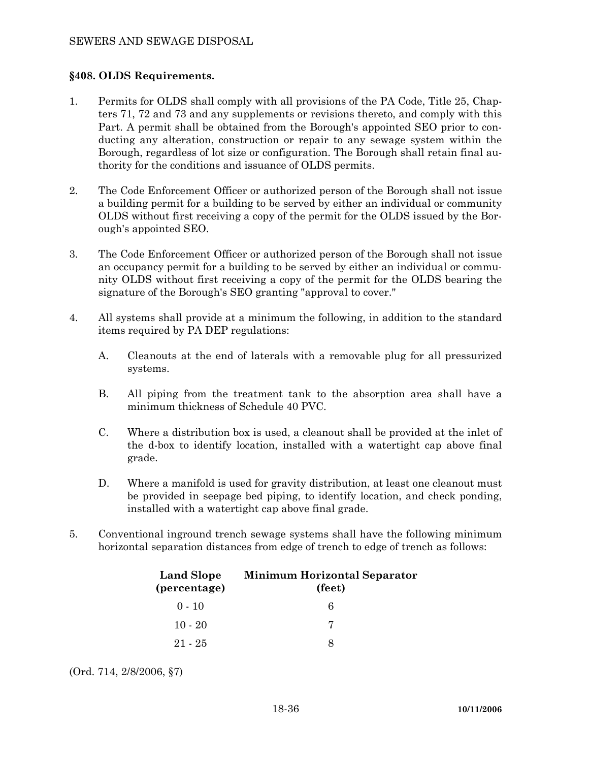## §408. OLDS Requirements.

1. Permits for OLDS shall comply with all provisions of the PA Code, Title 25, Chapters 71, 72 and 73 and any supplements or revisions thereto, and comply with this Part. A permit shall be obtained from the Borough's appointed SEO prior to conducting any alteration, construction or repair to any sewage system within the Borough, regardless of lot size or configuration. The Borough shall retain final authority for the conditions and issuance of OLDS permits.

2. The Code Enforcement Officer or authorized person of the Borough shall not issue a building permit for a building to be served by either an individual or community OLDS without first receiving a copy of the permit for the OLDS issued by the Borough's appointed SEO.

3. The Code Enforcement Officer or authorized person of the Borough shall not issue an occupancy permit for a building to be served by either an individual or community OLDS without first receiving a copy of the permit for the OLDS bearing the signature of the Borough's SEO granting "approval to cover."

4. All systems shall provide at a minimum the following, in addition to the standard items required by PA DEP regulations:

   A. Cleanouts at the end of laterals with a removable plug for all pressurized systems.

   B. All piping from the treatment tank to the absorption area shall have a minimum thickness of Schedule 40 PVC.

   C. Where a distribution box is used, a cleanout shall be provided at the inlet of the d-box to identify location, installed with a watertight cap above final grade.

   D. Where a manifold is used for gravity distribution, at least one cleanout must be provided in seepage bed piping, to identify location, and check ponding, installed with a watertight cap above final grade.

5. Conventional inground trench sewage systems shall have the following minimum horizontal separation distances from edge of trench to edge of trench as follows:

| Land Slope (percentage) | Minimum Horizontal Separator (feet) |
|---|---|
| 0 - 10 | 6 |
| 10 - 20 | 7 |
| 21 - 25 | 8 |

(Ord. 714, 2/8/2006, §7)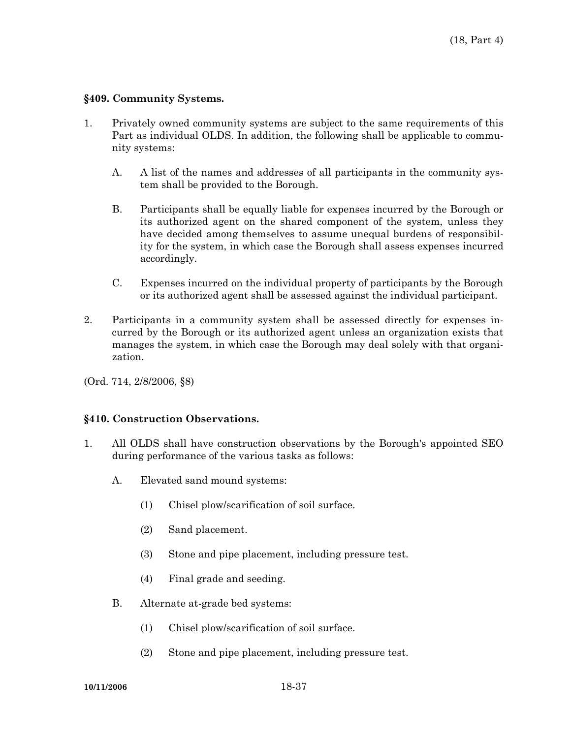### §409. Community Systems.

1. Privately owned community systems are subject to the same requirements of this Part as individual OLDS. In addition, the following shall be applicable to community systems:

   A. A list of the names and addresses of all participants in the community system shall be provided to the Borough.

   B. Participants shall be equally liable for expenses incurred by the Borough or its authorized agent on the shared component of the system, unless they have decided among themselves to assume unequal burdens of responsibility for the system, in which case the Borough shall assess expenses incurred accordingly.

   C. Expenses incurred on the individual property of participants by the Borough or its authorized agent shall be assessed against the individual participant.

2. Participants in a community system shall be assessed directly for expenses incurred by the Borough or its authorized agent unless an organization exists that manages the system, in which case the Borough may deal solely with that organization.

(Ord. 714, 2/8/2006, §8)

### §410. Construction Observations.

1. All OLDS shall have construction observations by the Borough's appointed SEO during performance of the various tasks as follows:

   A. Elevated sand mound systems:

      (1) Chisel plow/scarification of soil surface.

      (2) Sand placement.

      (3) Stone and pipe placement, including pressure test.

      (4) Final grade and seeding.

   B. Alternate at-grade bed systems:

      (1) Chisel plow/scarification of soil surface.

      (2) Stone and pipe placement, including pressure test.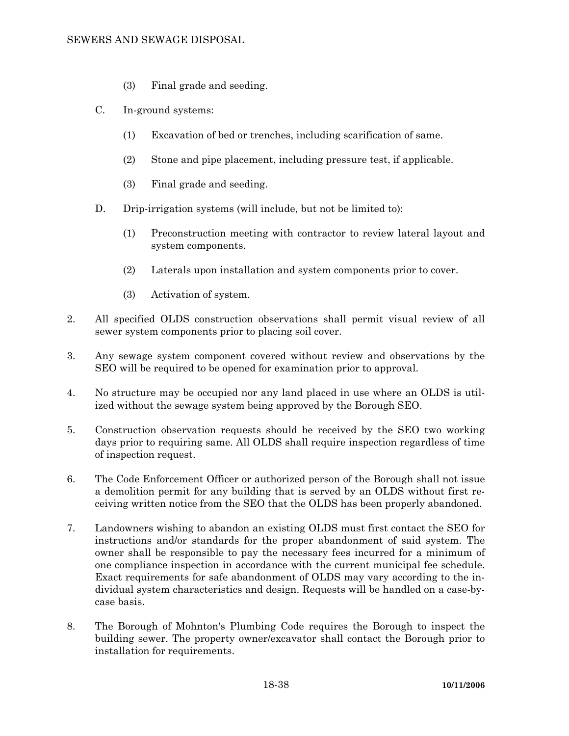(3) Final grade and seeding.

C. In-ground systems:

(1) Excavation of bed or trenches, including scarification of same.

(2) Stone and pipe placement, including pressure test, if applicable.

(3) Final grade and seeding.

D. Drip-irrigation systems (will include, but not be limited to):

(1) Preconstruction meeting with contractor to review lateral layout and system components.

(2) Laterals upon installation and system components prior to cover.

(3) Activation of system.

2. All specified OLDS construction observations shall permit visual review of all sewer system components prior to placing soil cover.

3. Any sewage system component covered without review and observations by the SEO will be required to be opened for examination prior to approval.

4. No structure may be occupied nor any land placed in use where an OLDS is utilized without the sewage system being approved by the Borough SEO.

5. Construction observation requests should be received by the SEO two working days prior to requiring same. All OLDS shall require inspection regardless of time of inspection request.

6. The Code Enforcement Officer or authorized person of the Borough shall not issue a demolition permit for any building that is served by an OLDS without first receiving written notice from the SEO that the OLDS has been properly abandoned.

7. Landowners wishing to abandon an existing OLDS must first contact the SEO for instructions and/or standards for the proper abandonment of said system. The owner shall be responsible to pay the necessary fees incurred for a minimum of one compliance inspection in accordance with the current municipal fee schedule. Exact requirements for safe abandonment of OLDS may vary according to the individual system characteristics and design. Requests will be handled on a case-by-case basis.

8. The Borough of Mohnton's Plumbing Code requires the Borough to inspect the building sewer. The property owner/excavator shall contact the Borough prior to installation for requirements.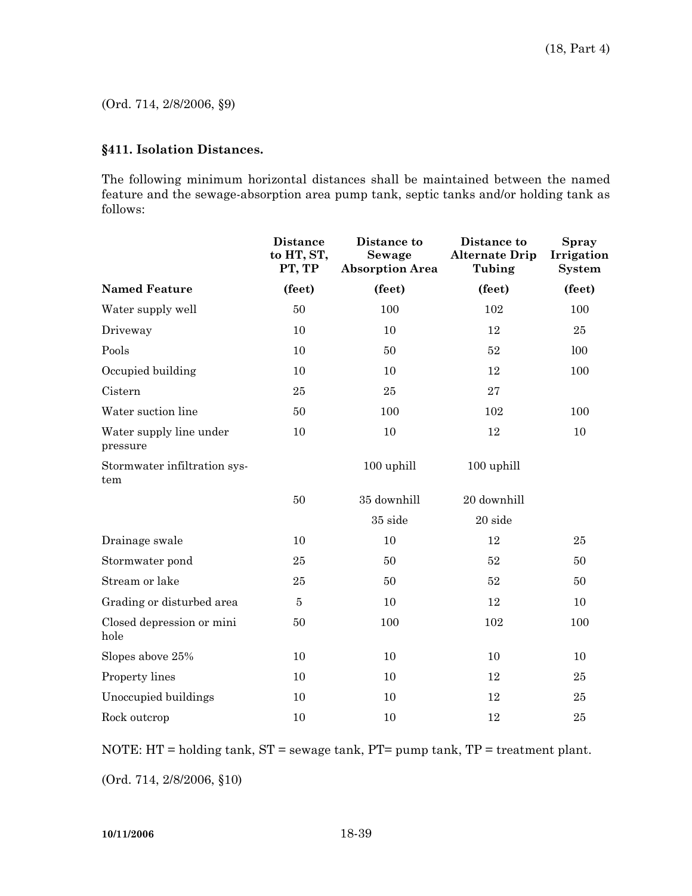(Ord. 714, 2/8/2006, §9)

### §411. Isolation Distances.

The following minimum horizontal distances shall be maintained between the named feature and the sewage-absorption area pump tank, septic tanks and/or holding tank as follows:

| | Distance to HT, ST, PT, TP | Distance to Sewage Absorption Area | Distance to Alternate Drip Tubing | Spray Irrigation System |
|---|---|---|---|---|
| **Named Feature** | **(feet)** | **(feet)** | **(feet)** | **(feet)** |
| Water supply well | 50 | 100 | 102 | 100 |
| Driveway | 10 | 10 | 12 | 25 |
| Pools | 10 | 50 | 52 | l00 |
| Occupied building | 10 | 10 | 12 | 100 |
| Cistern | 25 | 25 | 27 | |
| Water suction line | 50 | 100 | 102 | 100 |
| Water supply line under pressure | 10 | 10 | 12 | 10 |
| Stormwater infiltration system | | 100 uphill | 100 uphill | |
| | 50 | 35 downhill | 20 downhill | |
| | | 35 side | 20 side | |
| Drainage swale | 10 | 10 | 12 | 25 |
| Stormwater pond | 25 | 50 | 52 | 50 |
| Stream or lake | 25 | 50 | 52 | 50 |
| Grading or disturbed area | 5 | 10 | 12 | 10 |
| Closed depression or mini hole | 50 | 100 | 102 | 100 |
| Slopes above 25% | 10 | 10 | 10 | 10 |
| Property lines | 10 | 10 | 12 | 25 |
| Unoccupied buildings | 10 | 10 | 12 | 25 |
| Rock outcrop | 10 | 10 | 12 | 25 |

NOTE: HT = holding tank, ST = sewage tank, PT= pump tank, TP = treatment plant.

(Ord. 714, 2/8/2006, §10)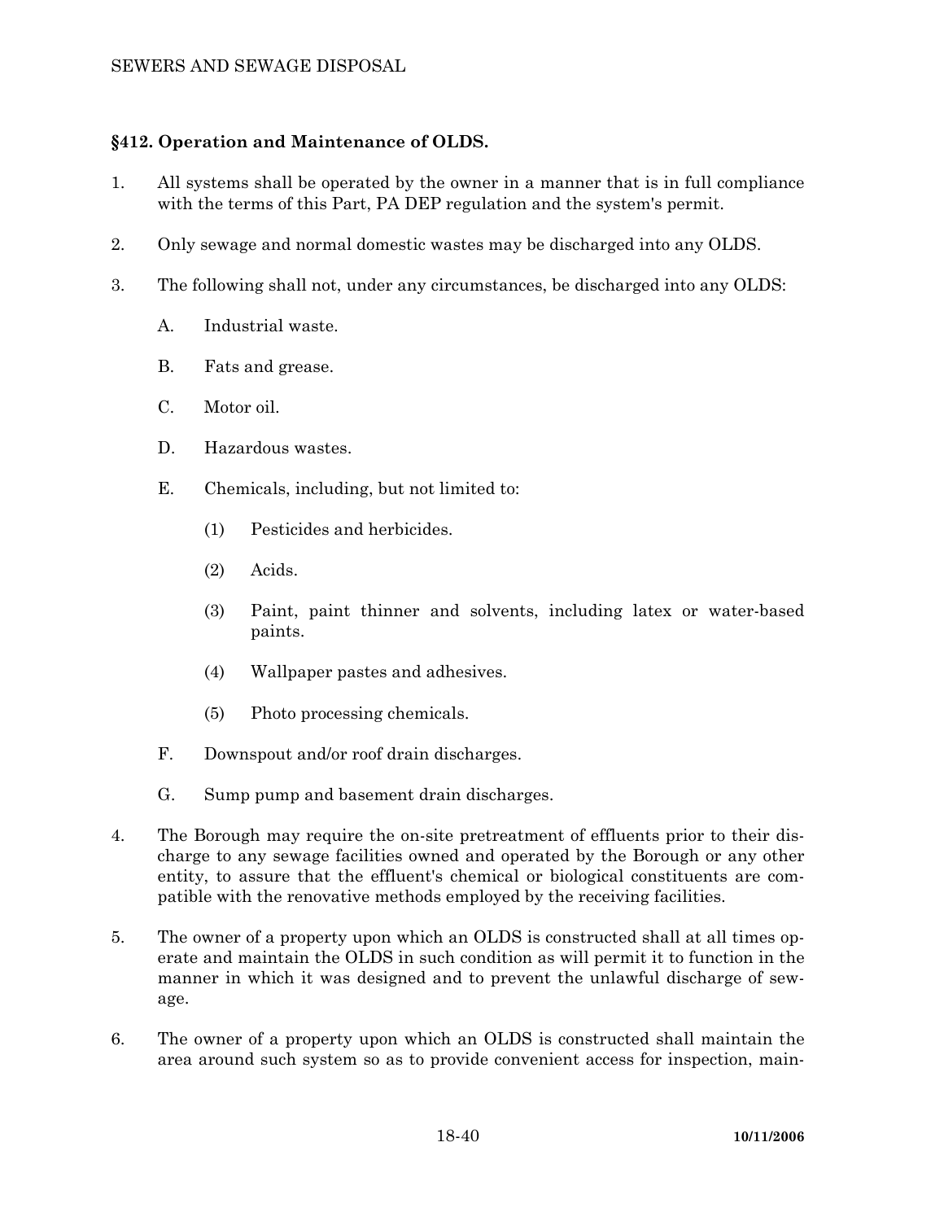## §412. Operation and Maintenance of OLDS.

1. All systems shall be operated by the owner in a manner that is in full compliance with the terms of this Part, PA DEP regulation and the system's permit.

2. Only sewage and normal domestic wastes may be discharged into any OLDS.

3. The following shall not, under any circumstances, be discharged into any OLDS:

   A. Industrial waste.

   B. Fats and grease.

   C. Motor oil.

   D. Hazardous wastes.

   E. Chemicals, including, but not limited to:

      (1) Pesticides and herbicides.

      (2) Acids.

      (3) Paint, paint thinner and solvents, including latex or water-based paints.

      (4) Wallpaper pastes and adhesives.

      (5) Photo processing chemicals.

   F. Downspout and/or roof drain discharges.

   G. Sump pump and basement drain discharges.

4. The Borough may require the on-site pretreatment of effluents prior to their discharge to any sewage facilities owned and operated by the Borough or any other entity, to assure that the effluent's chemical or biological constituents are compatible with the renovative methods employed by the receiving facilities.

5. The owner of a property upon which an OLDS is constructed shall at all times operate and maintain the OLDS in such condition as will permit it to function in the manner in which it was designed and to prevent the unlawful discharge of sewage.

6. The owner of a property upon which an OLDS is constructed shall maintain the area around such system so as to provide convenient access for inspection, main-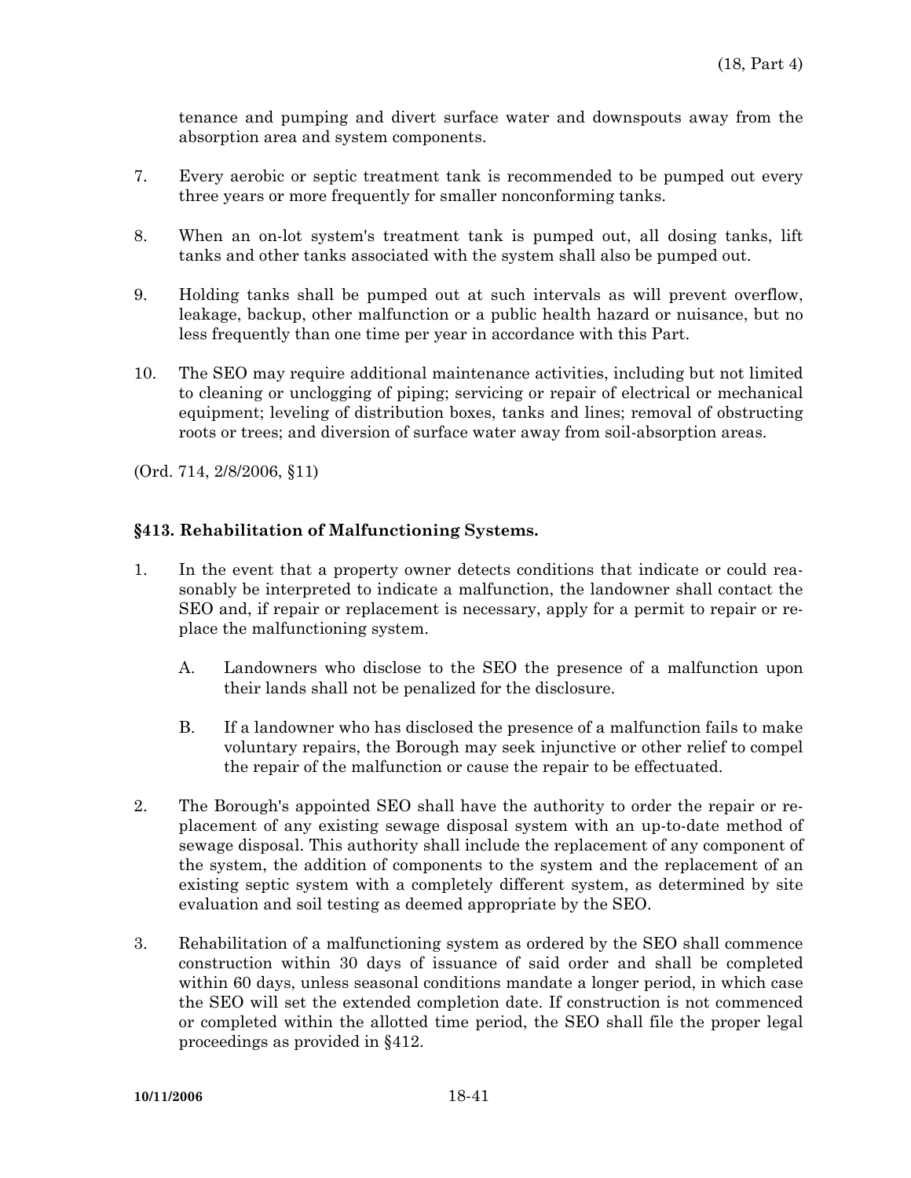tenance and pumping and divert surface water and downspouts away from the absorption area and system components.

7. Every aerobic or septic treatment tank is recommended to be pumped out every three years or more frequently for smaller nonconforming tanks.

8. When an on-lot system's treatment tank is pumped out, all dosing tanks, lift tanks and other tanks associated with the system shall also be pumped out.

9. Holding tanks shall be pumped out at such intervals as will prevent overflow, leakage, backup, other malfunction or a public health hazard or nuisance, but no less frequently than one time per year in accordance with this Part.

10. The SEO may require additional maintenance activities, including but not limited to cleaning or unclogging of piping; servicing or repair of electrical or mechanical equipment; leveling of distribution boxes, tanks and lines; removal of obstructing roots or trees; and diversion of surface water away from soil-absorption areas.

(Ord. 714, 2/8/2006, §11)

## §413. Rehabilitation of Malfunctioning Systems.

1. In the event that a property owner detects conditions that indicate or could reasonably be interpreted to indicate a malfunction, the landowner shall contact the SEO and, if repair or replacement is necessary, apply for a permit to repair or replace the malfunctioning system.

   A. Landowners who disclose to the SEO the presence of a malfunction upon their lands shall not be penalized for the disclosure.

   B. If a landowner who has disclosed the presence of a malfunction fails to make voluntary repairs, the Borough may seek injunctive or other relief to compel the repair of the malfunction or cause the repair to be effectuated.

2. The Borough's appointed SEO shall have the authority to order the repair or replacement of any existing sewage disposal system with an up-to-date method of sewage disposal. This authority shall include the replacement of any component of the system, the addition of components to the system and the replacement of an existing septic system with a completely different system, as determined by site evaluation and soil testing as deemed appropriate by the SEO.

3. Rehabilitation of a malfunctioning system as ordered by the SEO shall commence construction within 30 days of issuance of said order and shall be completed within 60 days, unless seasonal conditions mandate a longer period, in which case the SEO will set the extended completion date. If construction is not commenced or completed within the allotted time period, the SEO shall file the proper legal proceedings as provided in §412.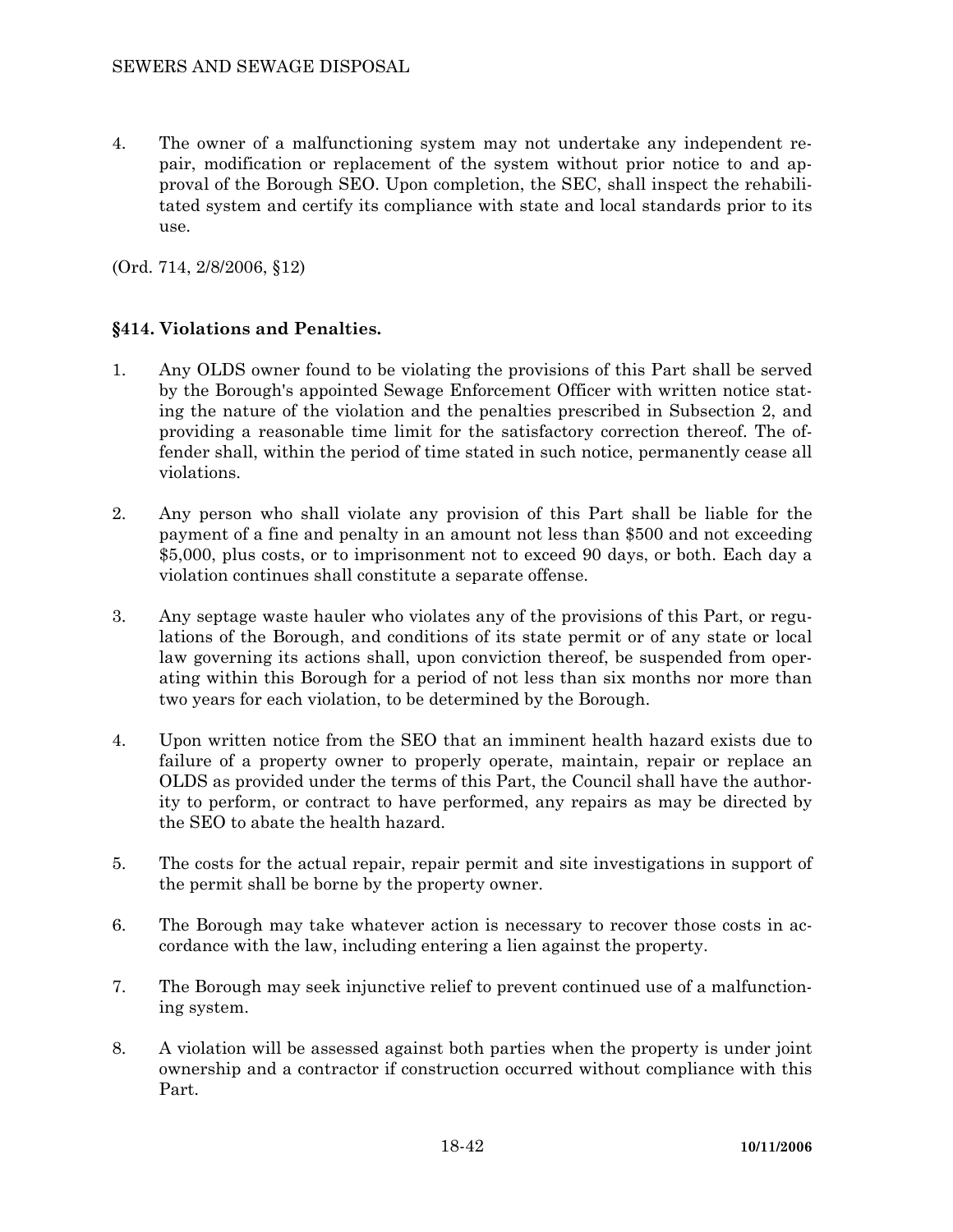4. The owner of a malfunctioning system may not undertake any independent repair, modification or replacement of the system without prior notice to and approval of the Borough SEO. Upon completion, the SEC, shall inspect the rehabilitated system and certify its compliance with state and local standards prior to its use.

(Ord. 714, 2/8/2006, §12)

## §414. Violations and Penalties.

1. Any OLDS owner found to be violating the provisions of this Part shall be served by the Borough's appointed Sewage Enforcement Officer with written notice stating the nature of the violation and the penalties prescribed in Subsection 2, and providing a reasonable time limit for the satisfactory correction thereof. The offender shall, within the period of time stated in such notice, permanently cease all violations.

2. Any person who shall violate any provision of this Part shall be liable for the payment of a fine and penalty in an amount not less than $500 and not exceeding $5,000, plus costs, or to imprisonment not to exceed 90 days, or both. Each day a violation continues shall constitute a separate offense.

3. Any septage waste hauler who violates any of the provisions of this Part, or regulations of the Borough, and conditions of its state permit or of any state or local law governing its actions shall, upon conviction thereof, be suspended from operating within this Borough for a period of not less than six months nor more than two years for each violation, to be determined by the Borough.

4. Upon written notice from the SEO that an imminent health hazard exists due to failure of a property owner to properly operate, maintain, repair or replace an OLDS as provided under the terms of this Part, the Council shall have the authority to perform, or contract to have performed, any repairs as may be directed by the SEO to abate the health hazard.

5. The costs for the actual repair, repair permit and site investigations in support of the permit shall be borne by the property owner.

6. The Borough may take whatever action is necessary to recover those costs in accordance with the law, including entering a lien against the property.

7. The Borough may seek injunctive relief to prevent continued use of a malfunctioning system.

8. A violation will be assessed against both parties when the property is under joint ownership and a contractor if construction occurred without compliance with this Part.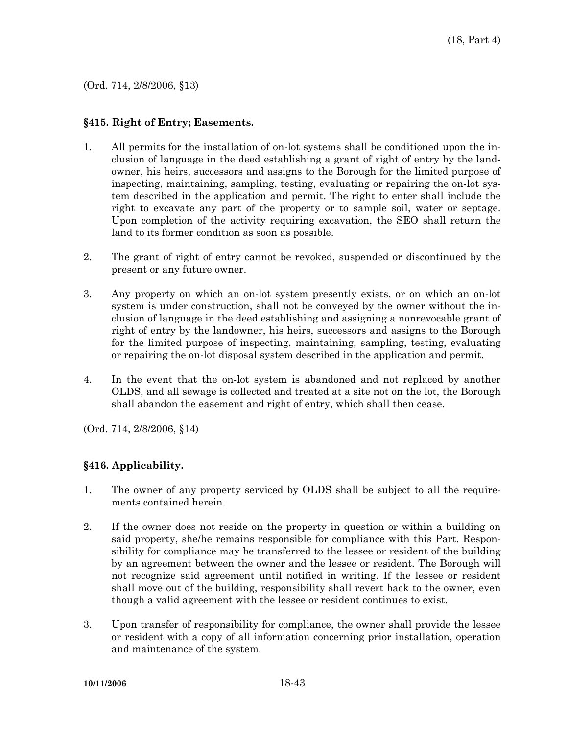(Ord. 714, 2/8/2006, §13)

### §415. Right of Entry; Easements.

1. All permits for the installation of on-lot systems shall be conditioned upon the inclusion of language in the deed establishing a grant of right of entry by the landowner, his heirs, successors and assigns to the Borough for the limited purpose of inspecting, maintaining, sampling, testing, evaluating or repairing the on-lot system described in the application and permit. The right to enter shall include the right to excavate any part of the property or to sample soil, water or septage. Upon completion of the activity requiring excavation, the SEO shall return the land to its former condition as soon as possible.

2. The grant of right of entry cannot be revoked, suspended or discontinued by the present or any future owner.

3. Any property on which an on-lot system presently exists, or on which an on-lot system is under construction, shall not be conveyed by the owner without the inclusion of language in the deed establishing and assigning a nonrevocable grant of right of entry by the landowner, his heirs, successors and assigns to the Borough for the limited purpose of inspecting, maintaining, sampling, testing, evaluating or repairing the on-lot disposal system described in the application and permit.

4. In the event that the on-lot system is abandoned and not replaced by another OLDS, and all sewage is collected and treated at a site not on the lot, the Borough shall abandon the easement and right of entry, which shall then cease.

(Ord. 714, 2/8/2006, §14)

### §416. Applicability.

1. The owner of any property serviced by OLDS shall be subject to all the requirements contained herein.

2. If the owner does not reside on the property in question or within a building on said property, she/he remains responsible for compliance with this Part. Responsibility for compliance may be transferred to the lessee or resident of the building by an agreement between the owner and the lessee or resident. The Borough will not recognize said agreement until notified in writing. If the lessee or resident shall move out of the building, responsibility shall revert back to the owner, even though a valid agreement with the lessee or resident continues to exist.

3. Upon transfer of responsibility for compliance, the owner shall provide the lessee or resident with a copy of all information concerning prior installation, operation and maintenance of the system.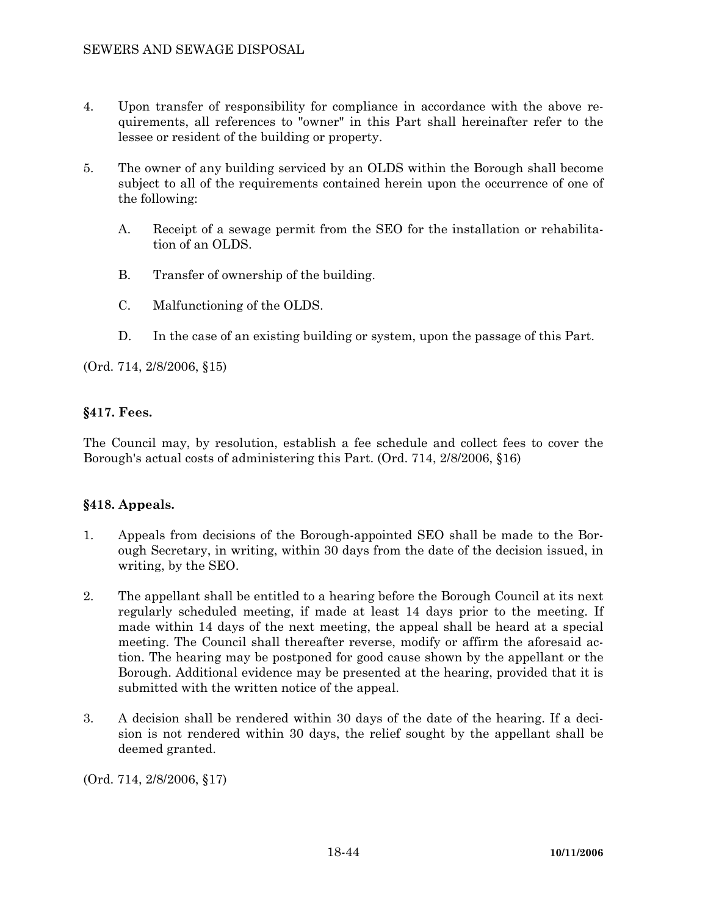4. Upon transfer of responsibility for compliance in accordance with the above requirements, all references to "owner" in this Part shall hereinafter refer to the lessee or resident of the building or property.

5. The owner of any building serviced by an OLDS within the Borough shall become subject to all of the requirements contained herein upon the occurrence of one of the following:

   A. Receipt of a sewage permit from the SEO for the installation or rehabilitation of an OLDS.

   B. Transfer of ownership of the building.

   C. Malfunctioning of the OLDS.

   D. In the case of an existing building or system, upon the passage of this Part.

(Ord. 714, 2/8/2006, §15)

## §417. Fees.

The Council may, by resolution, establish a fee schedule and collect fees to cover the Borough's actual costs of administering this Part. (Ord. 714, 2/8/2006, §16)

## §418. Appeals.

1. Appeals from decisions of the Borough-appointed SEO shall be made to the Borough Secretary, in writing, within 30 days from the date of the decision issued, in writing, by the SEO.

2. The appellant shall be entitled to a hearing before the Borough Council at its next regularly scheduled meeting, if made at least 14 days prior to the meeting. If made within 14 days of the next meeting, the appeal shall be heard at a special meeting. The Council shall thereafter reverse, modify or affirm the aforesaid action. The hearing may be postponed for good cause shown by the appellant or the Borough. Additional evidence may be presented at the hearing, provided that it is submitted with the written notice of the appeal.

3. A decision shall be rendered within 30 days of the date of the hearing. If a decision is not rendered within 30 days, the relief sought by the appellant shall be deemed granted.

(Ord. 714, 2/8/2006, §17)